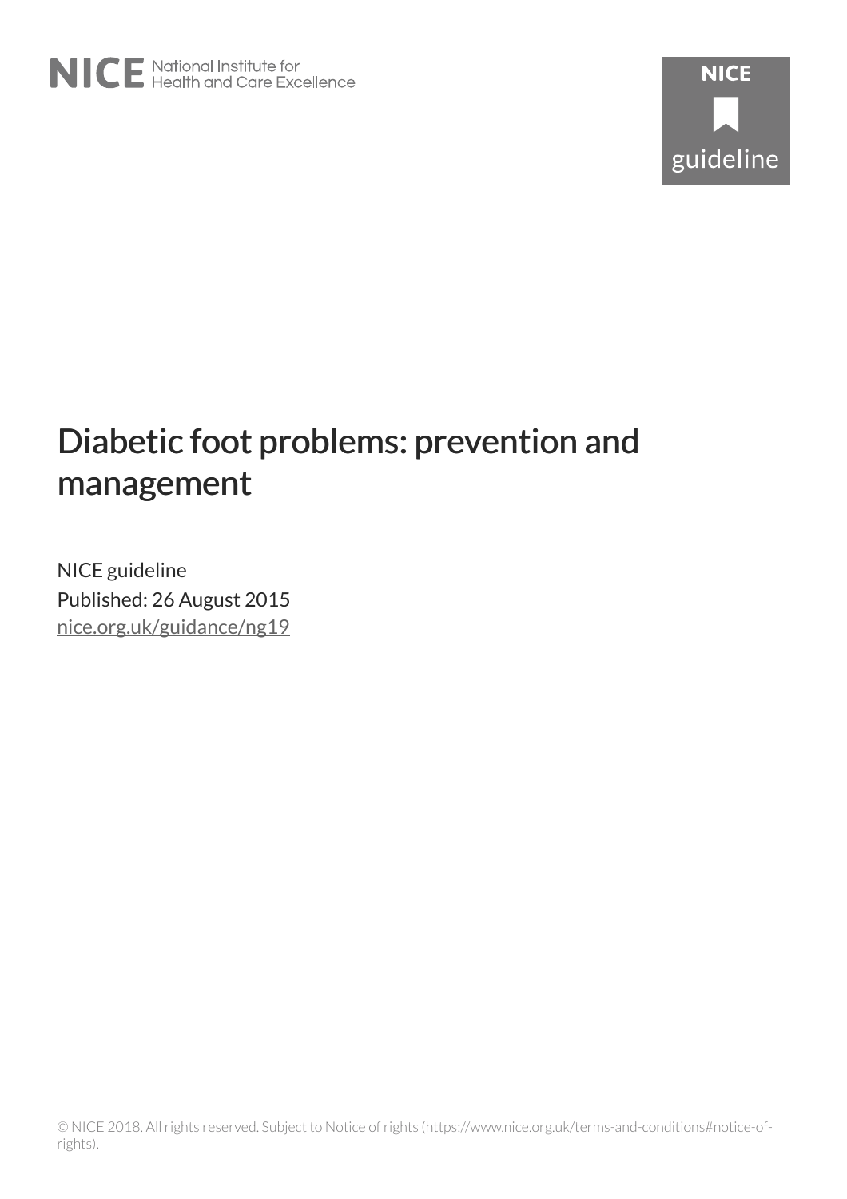NICE National Institute for Health and Care Excellence

NICE guideline

# Diabetic foot problems: prevention and management

NICE guideline

Published: 26 August 2015

nice.org.uk/guidance/ng19

© NICE 2018. All rights reserved. Subject to Notice of rights (https://www.nice.org.uk/terms-and-conditions#notice-of-rights).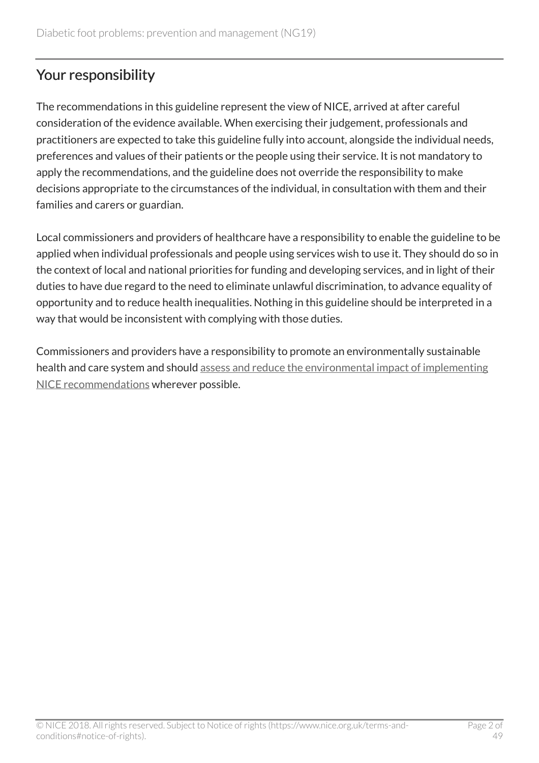## Your responsibility

The recommendations in this guideline represent the view of NICE, arrived at after careful consideration of the evidence available. When exercising their judgement, professionals and practitioners are expected to take this guideline fully into account, alongside the individual needs, preferences and values of their patients or the people using their service. It is not mandatory to apply the recommendations, and the guideline does not override the responsibility to make decisions appropriate to the circumstances of the individual, in consultation with them and their families and carers or guardian.

Local commissioners and providers of healthcare have a responsibility to enable the guideline to be applied when individual professionals and people using services wish to use it. They should do so in the context of local and national priorities for funding and developing services, and in light of their duties to have due regard to the need to eliminate unlawful discrimination, to advance equality of opportunity and to reduce health inequalities. Nothing in this guideline should be interpreted in a way that would be inconsistent with complying with those duties.

Commissioners and providers have a responsibility to promote an environmentally sustainable health and care system and should assess and reduce the environmental impact of implementing NICE recommendations wherever possible.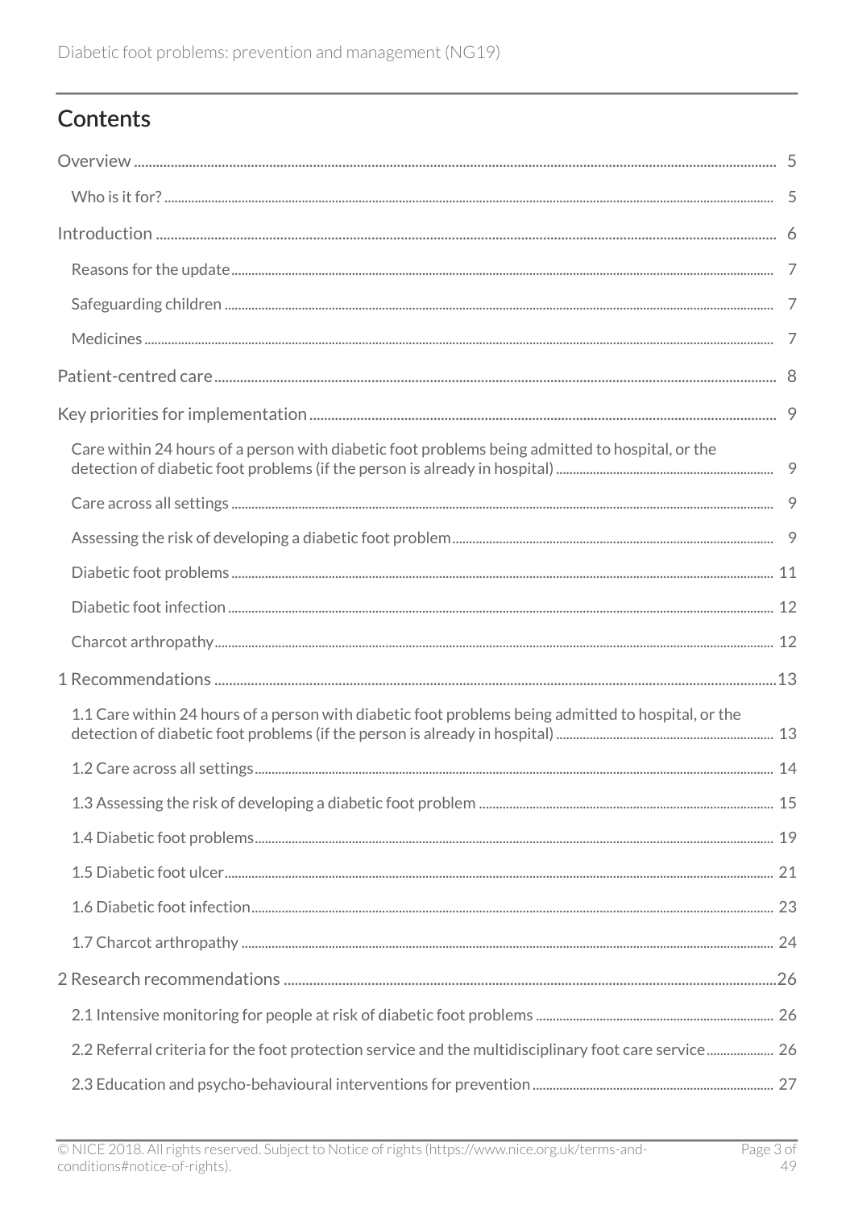## Contents

Overview ..... 5

- Who is it for? ..... 5

Introduction ..... 6

- Reasons for the update ..... 7
- Safeguarding children ..... 7
- Medicines ..... 7

Patient-centred care ..... 8

Key priorities for implementation ..... 9

- Care within 24 hours of a person with diabetic foot problems being admitted to hospital, or the detection of diabetic foot problems (if the person is already in hospital) ..... 9
- Care across all settings ..... 9
- Assessing the risk of developing a diabetic foot problem ..... 9
- Diabetic foot problems ..... 11
- Diabetic foot infection ..... 12
- Charcot arthropathy ..... 12

1 Recommendations ..... 13

- 1.1 Care within 24 hours of a person with diabetic foot problems being admitted to hospital, or the detection of diabetic foot problems (if the person is already in hospital) ..... 13
- 1.2 Care across all settings ..... 14
- 1.3 Assessing the risk of developing a diabetic foot problem ..... 15
- 1.4 Diabetic foot problems ..... 19
- 1.5 Diabetic foot ulcer ..... 21
- 1.6 Diabetic foot infection ..... 23
- 1.7 Charcot arthropathy ..... 24

2 Research recommendations ..... 26

- 2.1 Intensive monitoring for people at risk of diabetic foot problems ..... 26
- 2.2 Referral criteria for the foot protection service and the multidisciplinary foot care service ..... 26
- 2.3 Education and psycho-behavioural interventions for prevention ..... 27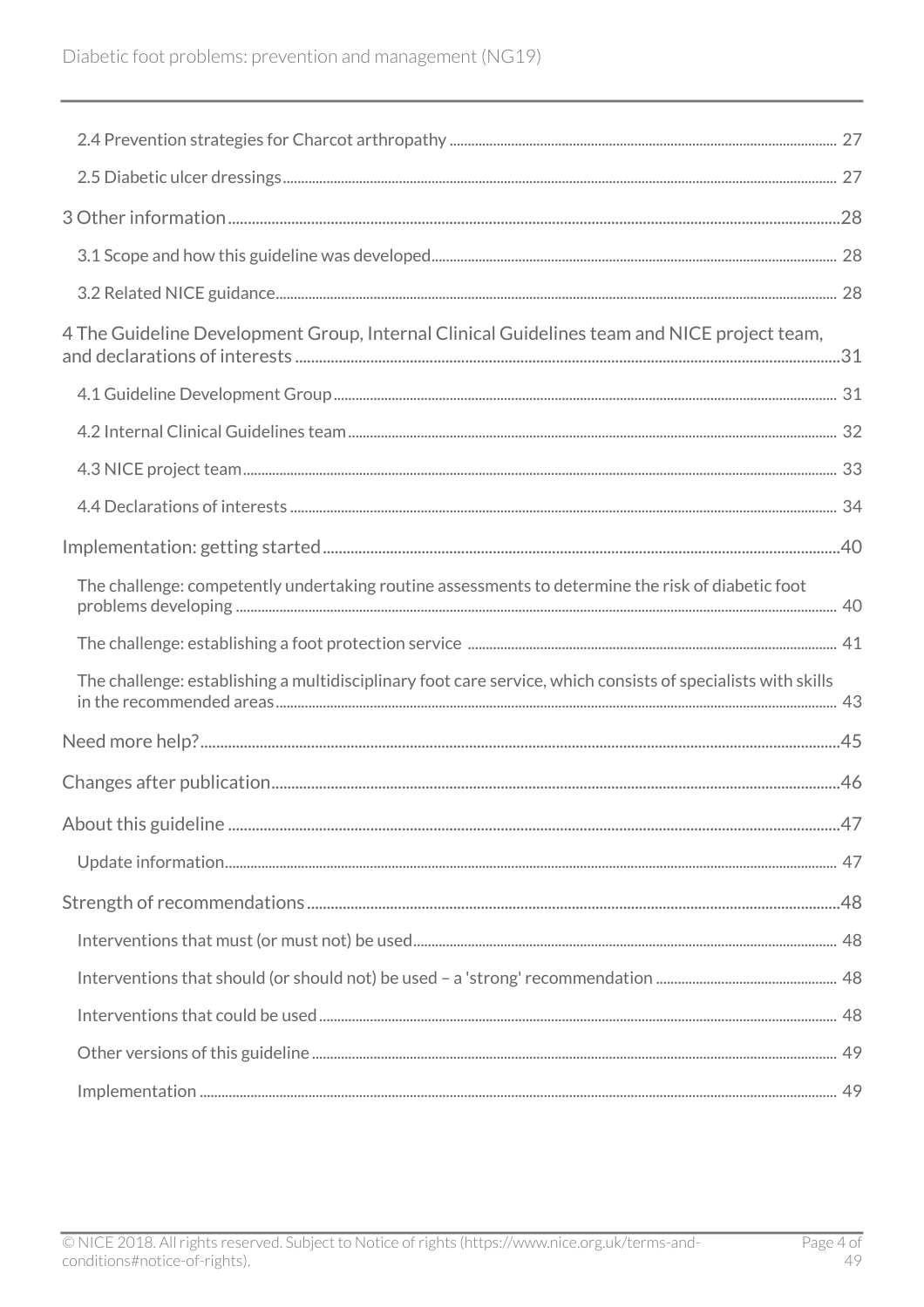- 2.4 Prevention strategies for Charcot arthropathy ... 27
- 2.5 Diabetic ulcer dressings ... 27

3 Other information ... 28

- 3.1 Scope and how this guideline was developed ... 28
- 3.2 Related NICE guidance ... 28

4 The Guideline Development Group, Internal Clinical Guidelines team and NICE project team, and declarations of interests ... 31

- 4.1 Guideline Development Group ... 31
- 4.2 Internal Clinical Guidelines team ... 32
- 4.3 NICE project team ... 33
- 4.4 Declarations of interests ... 34

Implementation: getting started ... 40

- The challenge: competently undertaking routine assessments to determine the risk of diabetic foot problems developing ... 40
- The challenge: establishing a foot protection service ... 41
- The challenge: establishing a multidisciplinary foot care service, which consists of specialists with skills in the recommended areas ... 43

Need more help? ... 45

Changes after publication ... 46

About this guideline ... 47

- Update information ... 47

Strength of recommendations ... 48

- Interventions that must (or must not) be used ... 48
- Interventions that should (or should not) be used – a 'strong' recommendation ... 48
- Interventions that could be used ... 48
- Other versions of this guideline ... 49
- Implementation ... 49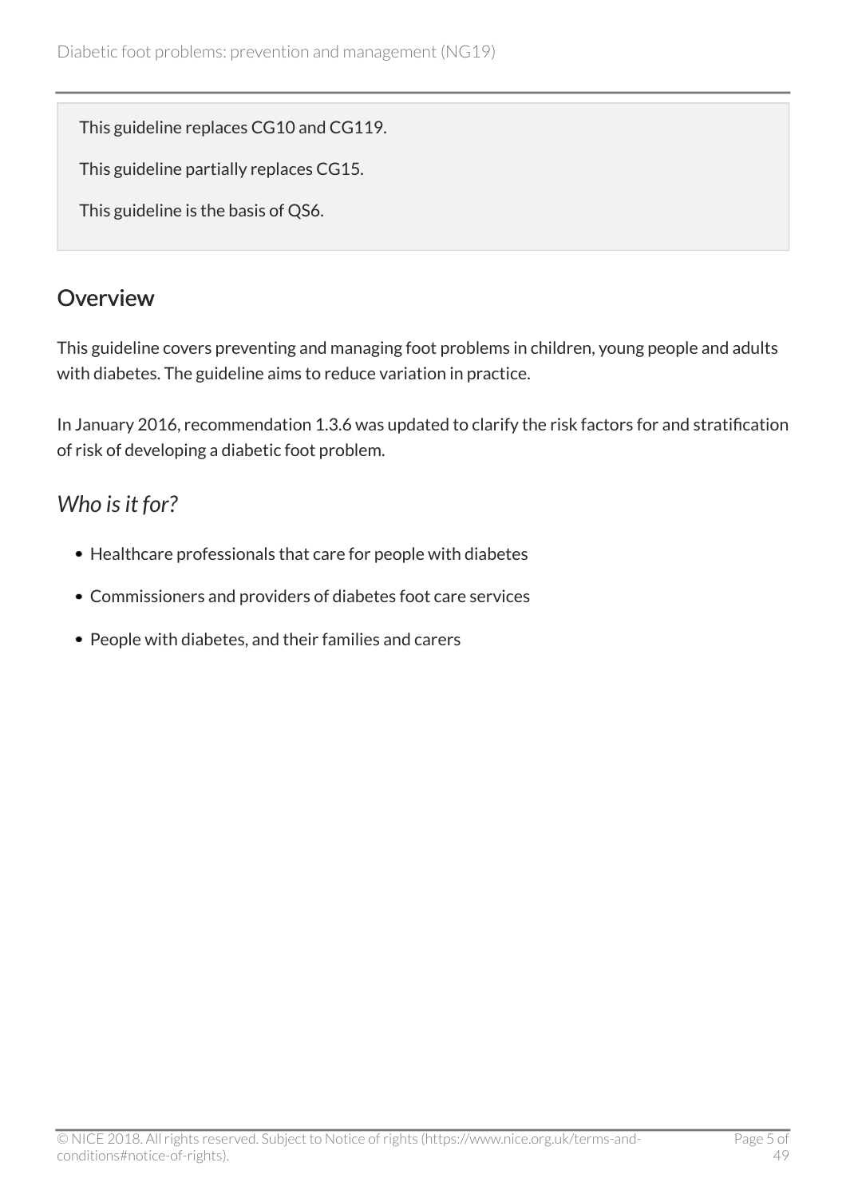This guideline replaces CG10 and CG119.

This guideline partially replaces CG15.

This guideline is the basis of QS6.

## Overview

This guideline covers preventing and managing foot problems in children, young people and adults with diabetes. The guideline aims to reduce variation in practice.

In January 2016, recommendation 1.3.6 was updated to clarify the risk factors for and stratification of risk of developing a diabetic foot problem.

### *Who is it for?*

- Healthcare professionals that care for people with diabetes
- Commissioners and providers of diabetes foot care services
- People with diabetes, and their families and carers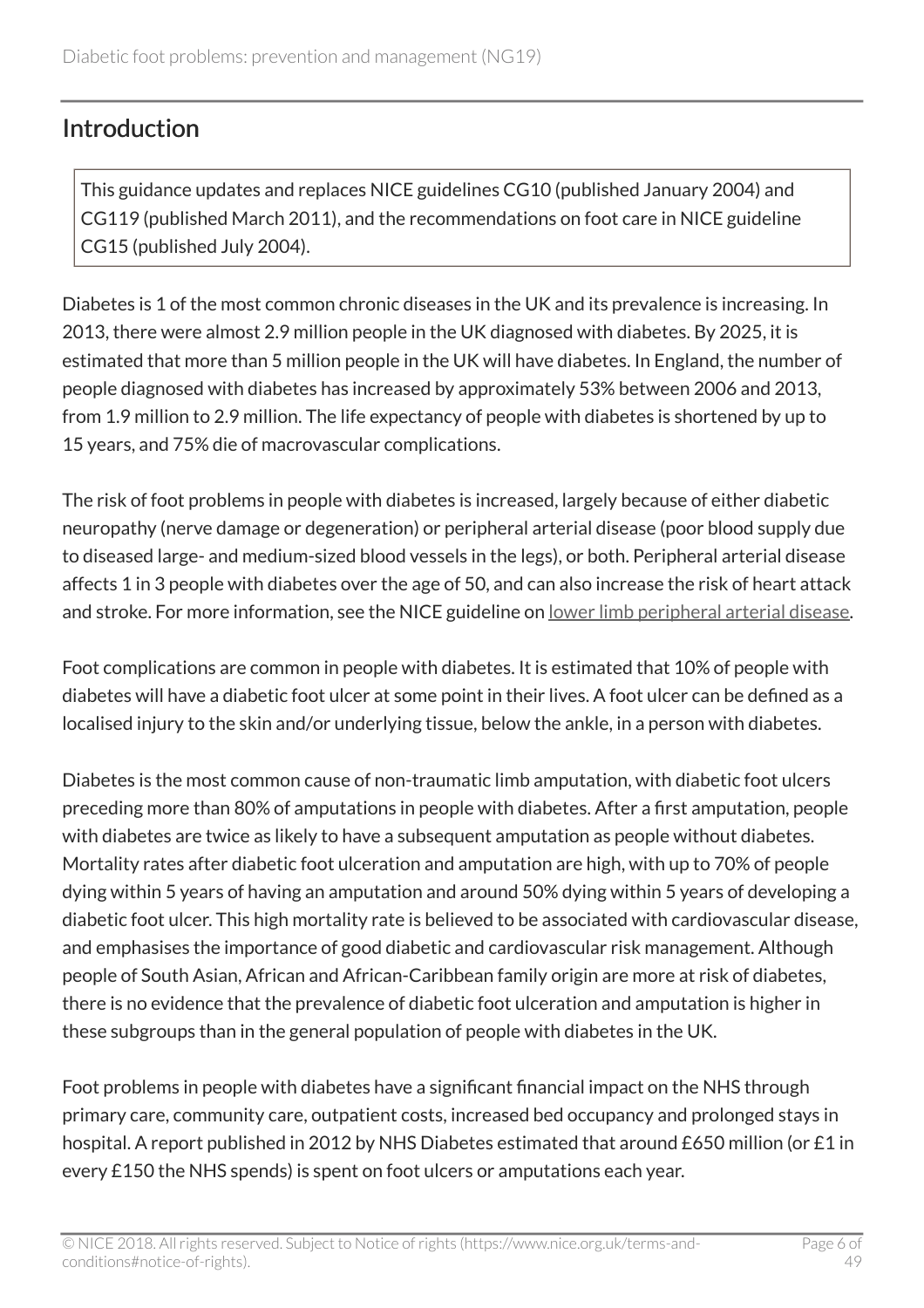## Introduction

This guidance updates and replaces NICE guidelines CG10 (published January 2004) and CG119 (published March 2011), and the recommendations on foot care in NICE guideline CG15 (published July 2004).

Diabetes is 1 of the most common chronic diseases in the UK and its prevalence is increasing. In 2013, there were almost 2.9 million people in the UK diagnosed with diabetes. By 2025, it is estimated that more than 5 million people in the UK will have diabetes. In England, the number of people diagnosed with diabetes has increased by approximately 53% between 2006 and 2013, from 1.9 million to 2.9 million. The life expectancy of people with diabetes is shortened by up to 15 years, and 75% die of macrovascular complications.

The risk of foot problems in people with diabetes is increased, largely because of either diabetic neuropathy (nerve damage or degeneration) or peripheral arterial disease (poor blood supply due to diseased large- and medium-sized blood vessels in the legs), or both. Peripheral arterial disease affects 1 in 3 people with diabetes over the age of 50, and can also increase the risk of heart attack and stroke. For more information, see the NICE guideline on lower limb peripheral arterial disease.

Foot complications are common in people with diabetes. It is estimated that 10% of people with diabetes will have a diabetic foot ulcer at some point in their lives. A foot ulcer can be defined as a localised injury to the skin and/or underlying tissue, below the ankle, in a person with diabetes.

Diabetes is the most common cause of non-traumatic limb amputation, with diabetic foot ulcers preceding more than 80% of amputations in people with diabetes. After a first amputation, people with diabetes are twice as likely to have a subsequent amputation as people without diabetes. Mortality rates after diabetic foot ulceration and amputation are high, with up to 70% of people dying within 5 years of having an amputation and around 50% dying within 5 years of developing a diabetic foot ulcer. This high mortality rate is believed to be associated with cardiovascular disease, and emphasises the importance of good diabetic and cardiovascular risk management. Although people of South Asian, African and African-Caribbean family origin are more at risk of diabetes, there is no evidence that the prevalence of diabetic foot ulceration and amputation is higher in these subgroups than in the general population of people with diabetes in the UK.

Foot problems in people with diabetes have a significant financial impact on the NHS through primary care, community care, outpatient costs, increased bed occupancy and prolonged stays in hospital. A report published in 2012 by NHS Diabetes estimated that around £650 million (or £1 in every £150 the NHS spends) is spent on foot ulcers or amputations each year.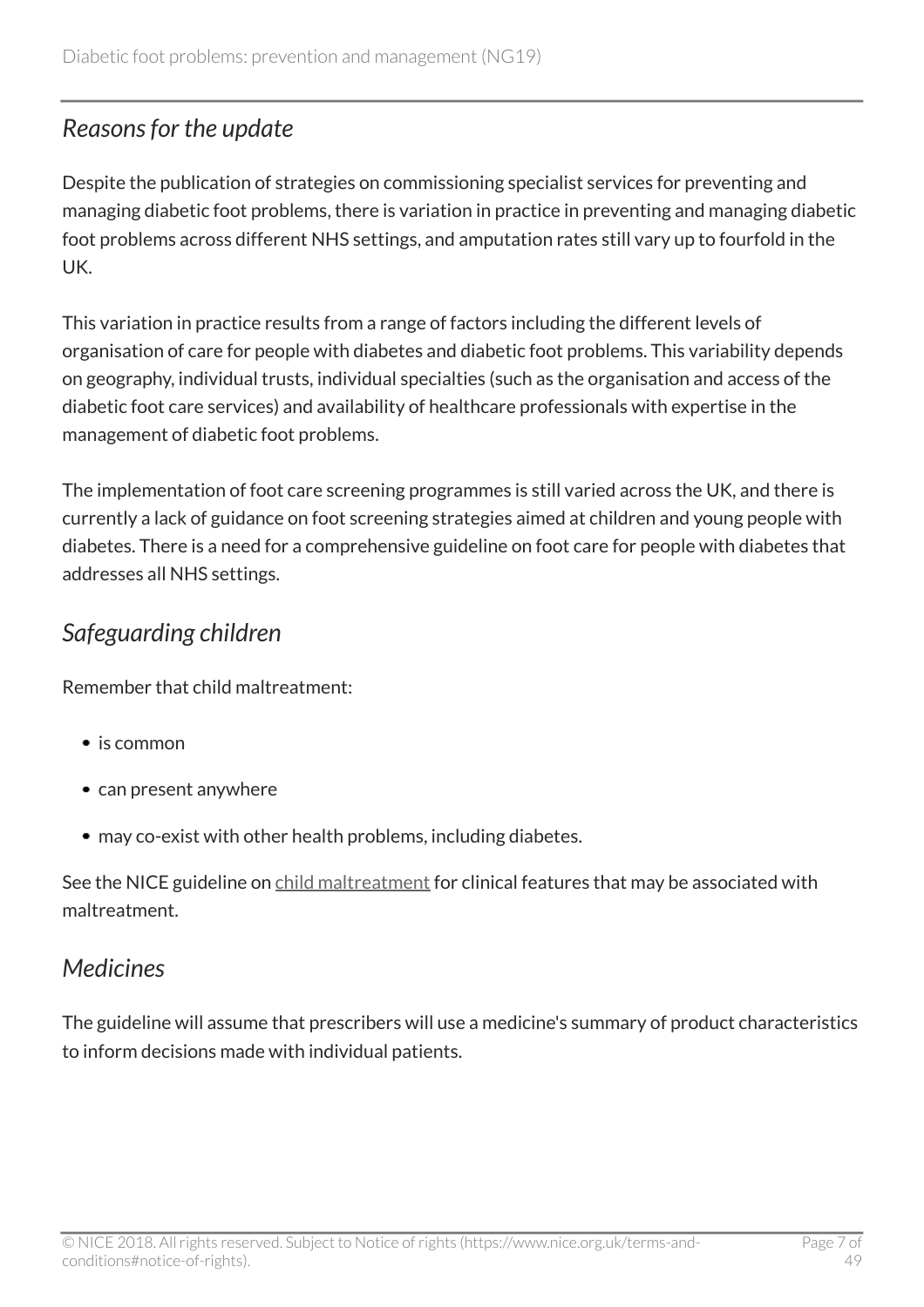## *Reasons for the update*

Despite the publication of strategies on commissioning specialist services for preventing and managing diabetic foot problems, there is variation in practice in preventing and managing diabetic foot problems across different NHS settings, and amputation rates still vary up to fourfold in the UK.

This variation in practice results from a range of factors including the different levels of organisation of care for people with diabetes and diabetic foot problems. This variability depends on geography, individual trusts, individual specialties (such as the organisation and access of the diabetic foot care services) and availability of healthcare professionals with expertise in the management of diabetic foot problems.

The implementation of foot care screening programmes is still varied across the UK, and there is currently a lack of guidance on foot screening strategies aimed at children and young people with diabetes. There is a need for a comprehensive guideline on foot care for people with diabetes that addresses all NHS settings.

## *Safeguarding children*

Remember that child maltreatment:

- is common
- can present anywhere
- may co-exist with other health problems, including diabetes.

See the NICE guideline on child maltreatment for clinical features that may be associated with maltreatment.

## *Medicines*

The guideline will assume that prescribers will use a medicine's summary of product characteristics to inform decisions made with individual patients.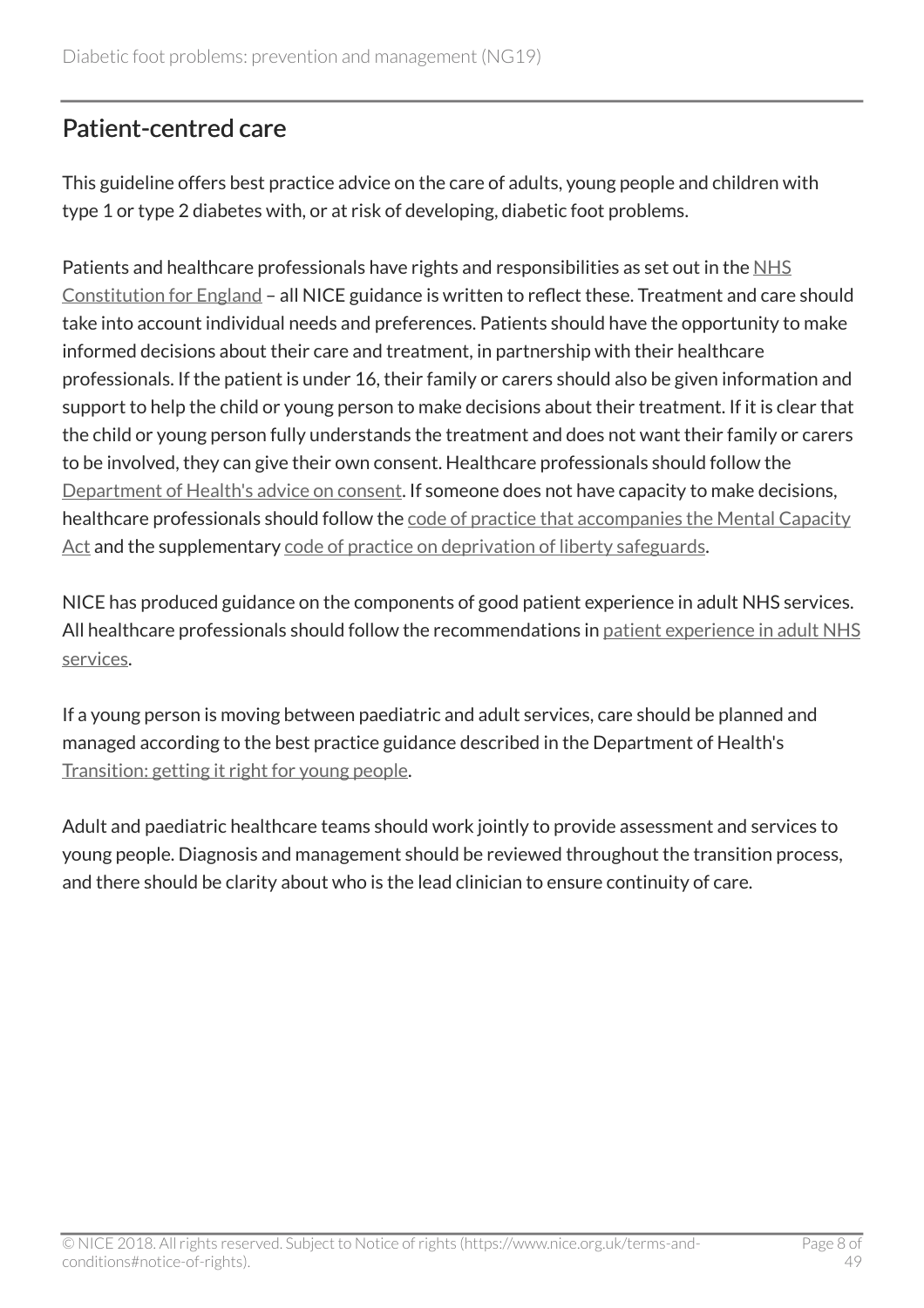## Patient-centred care

This guideline offers best practice advice on the care of adults, young people and children with type 1 or type 2 diabetes with, or at risk of developing, diabetic foot problems.

Patients and healthcare professionals have rights and responsibilities as set out in the NHS Constitution for England – all NICE guidance is written to reflect these. Treatment and care should take into account individual needs and preferences. Patients should have the opportunity to make informed decisions about their care and treatment, in partnership with their healthcare professionals. If the patient is under 16, their family or carers should also be given information and support to help the child or young person to make decisions about their treatment. If it is clear that the child or young person fully understands the treatment and does not want their family or carers to be involved, they can give their own consent. Healthcare professionals should follow the Department of Health's advice on consent. If someone does not have capacity to make decisions, healthcare professionals should follow the code of practice that accompanies the Mental Capacity Act and the supplementary code of practice on deprivation of liberty safeguards.

NICE has produced guidance on the components of good patient experience in adult NHS services. All healthcare professionals should follow the recommendations in patient experience in adult NHS services.

If a young person is moving between paediatric and adult services, care should be planned and managed according to the best practice guidance described in the Department of Health's Transition: getting it right for young people.

Adult and paediatric healthcare teams should work jointly to provide assessment and services to young people. Diagnosis and management should be reviewed throughout the transition process, and there should be clarity about who is the lead clinician to ensure continuity of care.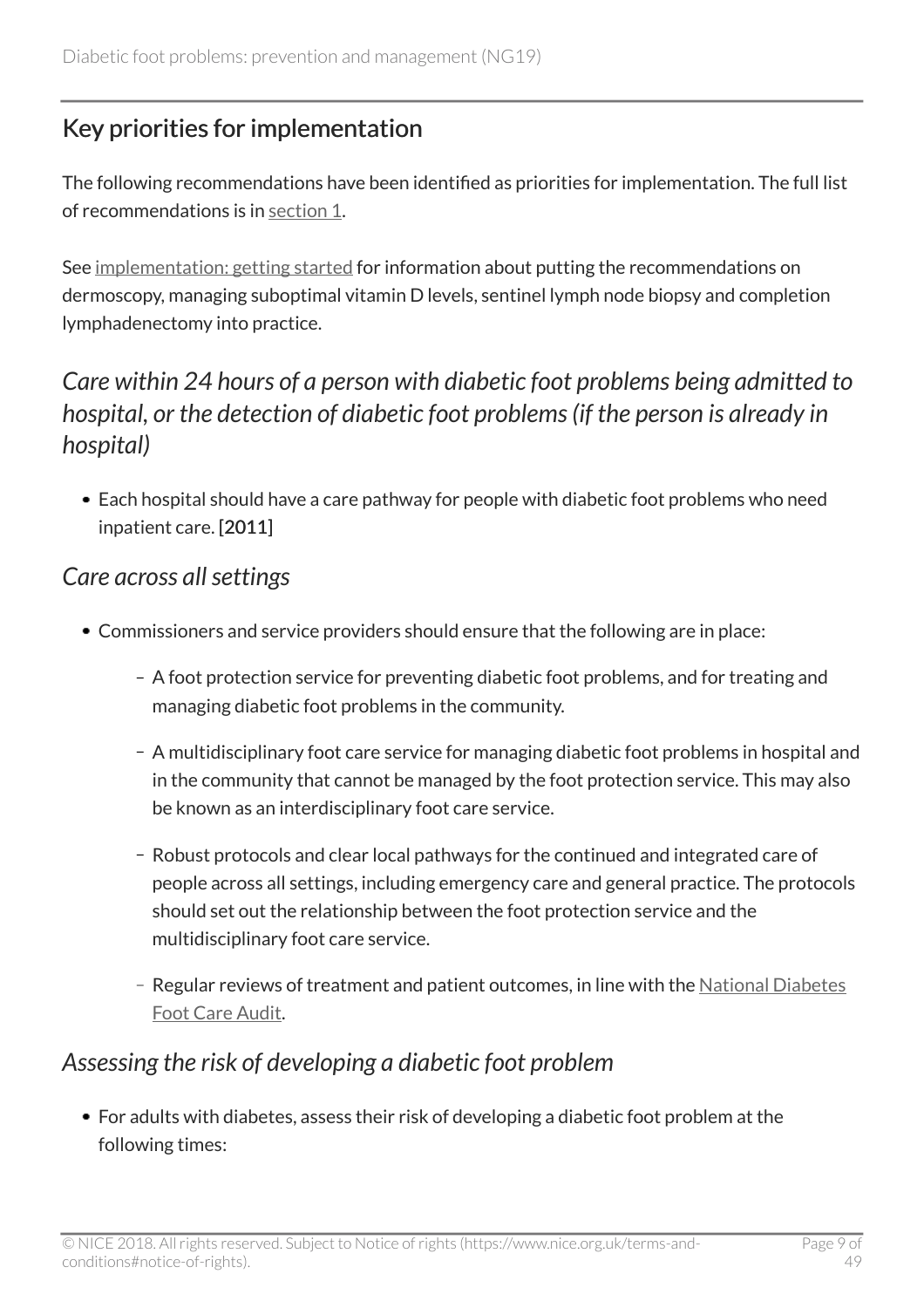## Key priorities for implementation

The following recommendations have been identified as priorities for implementation. The full list of recommendations is in section 1.

See implementation: getting started for information about putting the recommendations on dermoscopy, managing suboptimal vitamin D levels, sentinel lymph node biopsy and completion lymphadenectomy into practice.

### *Care within 24 hours of a person with diabetic foot problems being admitted to hospital, or the detection of diabetic foot problems (if the person is already in hospital)*

- Each hospital should have a care pathway for people with diabetic foot problems who need inpatient care. [2011]

### *Care across all settings*

- Commissioners and service providers should ensure that the following are in place:
  - A foot protection service for preventing diabetic foot problems, and for treating and managing diabetic foot problems in the community.
  - A multidisciplinary foot care service for managing diabetic foot problems in hospital and in the community that cannot be managed by the foot protection service. This may also be known as an interdisciplinary foot care service.
  - Robust protocols and clear local pathways for the continued and integrated care of people across all settings, including emergency care and general practice. The protocols should set out the relationship between the foot protection service and the multidisciplinary foot care service.
  - Regular reviews of treatment and patient outcomes, in line with the National Diabetes Foot Care Audit.

### *Assessing the risk of developing a diabetic foot problem*

- For adults with diabetes, assess their risk of developing a diabetic foot problem at the following times: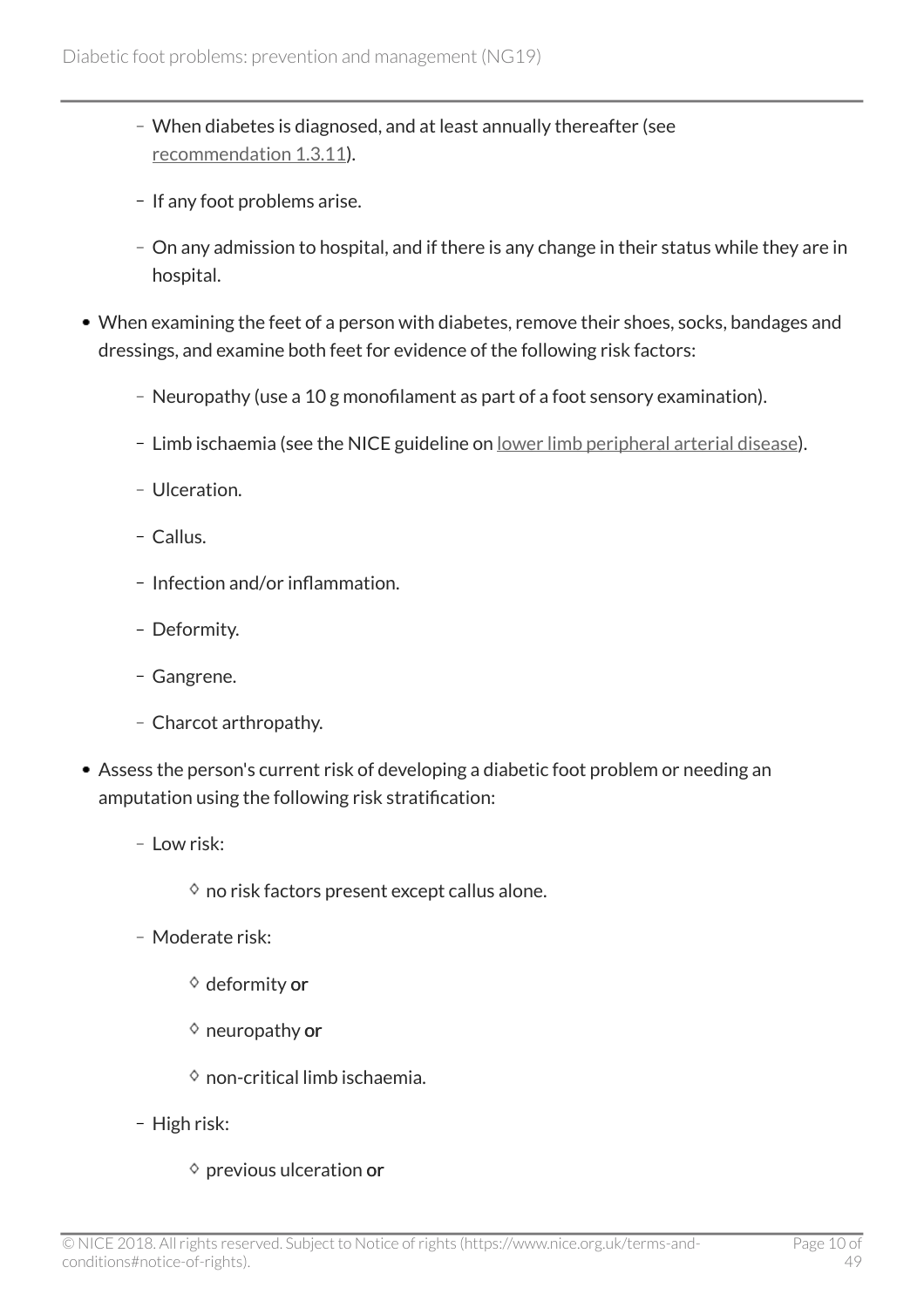- When diabetes is diagnosed, and at least annually thereafter (see recommendation 1.3.11).
  - If any foot problems arise.
  - On any admission to hospital, and if there is any change in their status while they are in hospital.
- When examining the feet of a person with diabetes, remove their shoes, socks, bandages and dressings, and examine both feet for evidence of the following risk factors:
  - Neuropathy (use a 10 g monofilament as part of a foot sensory examination).
  - Limb ischaemia (see the NICE guideline on lower limb peripheral arterial disease).
  - Ulceration.
  - Callus.
  - Infection and/or inflammation.
  - Deformity.
  - Gangrene.
  - Charcot arthropathy.
- Assess the person's current risk of developing a diabetic foot problem or needing an amputation using the following risk stratification:
  - Low risk:
    - no risk factors present except callus alone.
  - Moderate risk:
    - deformity **or**
    - neuropathy **or**
    - non-critical limb ischaemia.
  - High risk:
    - previous ulceration **or**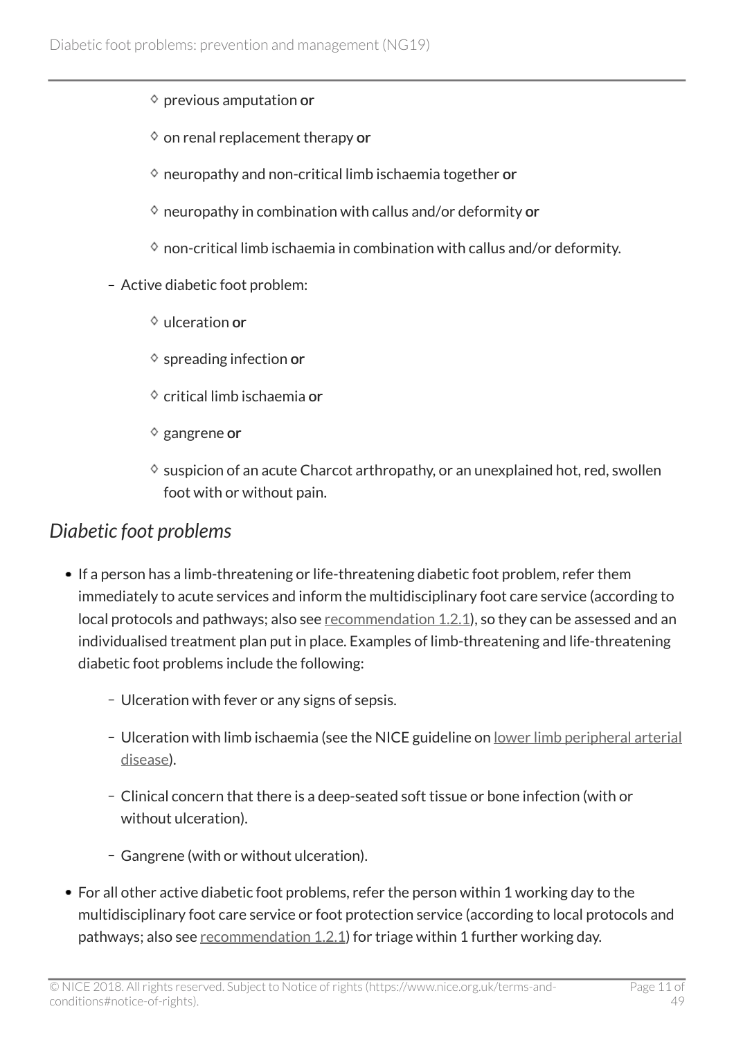- previous amputation **or**
  - on renal replacement therapy **or**
  - neuropathy and non-critical limb ischaemia together **or**
  - neuropathy in combination with callus and/or deformity **or**
  - non-critical limb ischaemia in combination with callus and/or deformity.
- Active diabetic foot problem:
  - ulceration **or**
  - spreading infection **or**
  - critical limb ischaemia **or**
  - gangrene **or**
  - suspicion of an acute Charcot arthropathy, or an unexplained hot, red, swollen foot with or without pain.

### *Diabetic foot problems*

- If a person has a limb-threatening or life-threatening diabetic foot problem, refer them immediately to acute services and inform the multidisciplinary foot care service (according to local protocols and pathways; also see recommendation 1.2.1), so they can be assessed and an individualised treatment plan put in place. Examples of limb-threatening and life-threatening diabetic foot problems include the following:
  - Ulceration with fever or any signs of sepsis.
  - Ulceration with limb ischaemia (see the NICE guideline on lower limb peripheral arterial disease).
  - Clinical concern that there is a deep-seated soft tissue or bone infection (with or without ulceration).
  - Gangrene (with or without ulceration).
- For all other active diabetic foot problems, refer the person within 1 working day to the multidisciplinary foot care service or foot protection service (according to local protocols and pathways; also see recommendation 1.2.1) for triage within 1 further working day.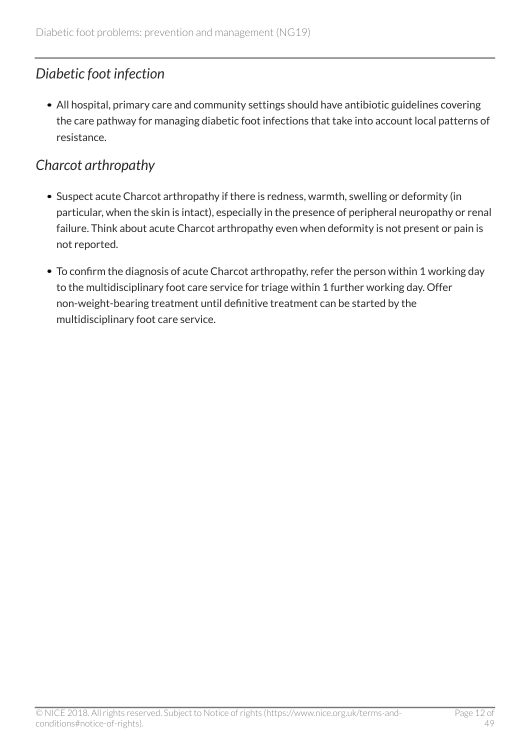### *Diabetic foot infection*

- All hospital, primary care and community settings should have antibiotic guidelines covering the care pathway for managing diabetic foot infections that take into account local patterns of resistance.

### *Charcot arthropathy*

- Suspect acute Charcot arthropathy if there is redness, warmth, swelling or deformity (in particular, when the skin is intact), especially in the presence of peripheral neuropathy or renal failure. Think about acute Charcot arthropathy even when deformity is not present or pain is not reported.
- To confirm the diagnosis of acute Charcot arthropathy, refer the person within 1 working day to the multidisciplinary foot care service for triage within 1 further working day. Offer non-weight-bearing treatment until definitive treatment can be started by the multidisciplinary foot care service.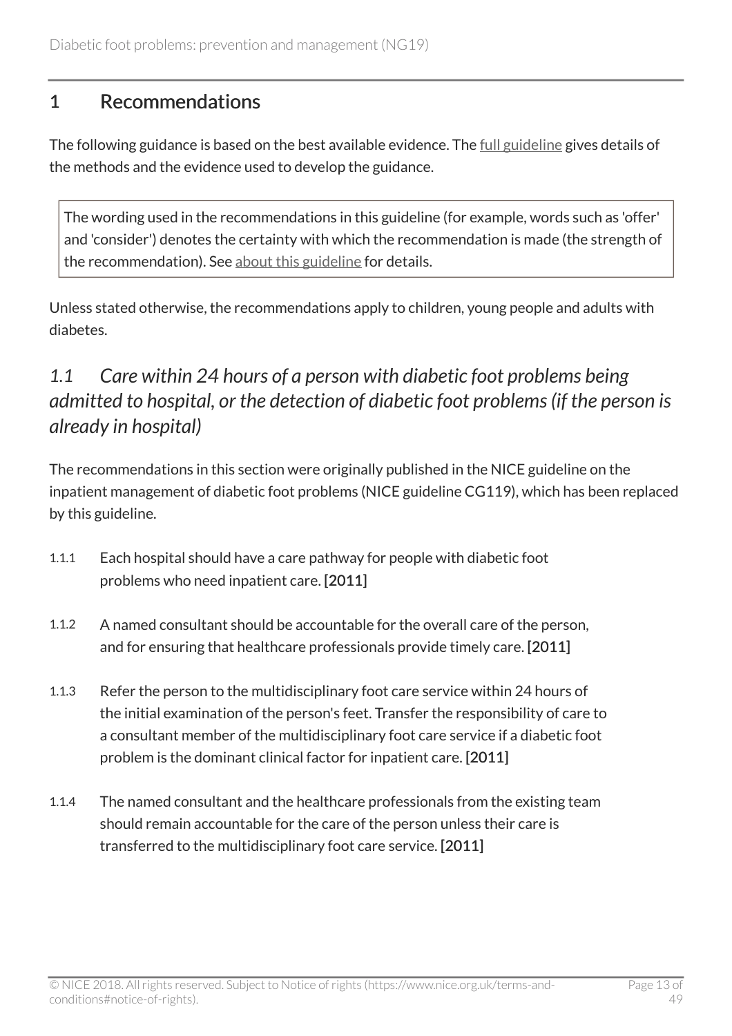## 1 Recommendations

The following guidance is based on the best available evidence. The full guideline gives details of the methods and the evidence used to develop the guidance.

> The wording used in the recommendations in this guideline (for example, words such as 'offer' and 'consider') denotes the certainty with which the recommendation is made (the strength of the recommendation). See about this guideline for details.

Unless stated otherwise, the recommendations apply to children, young people and adults with diabetes.

### *1.1 Care within 24 hours of a person with diabetic foot problems being admitted to hospital, or the detection of diabetic foot problems (if the person is already in hospital)*

The recommendations in this section were originally published in the NICE guideline on the inpatient management of diabetic foot problems (NICE guideline CG119), which has been replaced by this guideline.

1.1.1 Each hospital should have a care pathway for people with diabetic foot problems who need inpatient care. **[2011]**

1.1.2 A named consultant should be accountable for the overall care of the person, and for ensuring that healthcare professionals provide timely care. **[2011]**

1.1.3 Refer the person to the multidisciplinary foot care service within 24 hours of the initial examination of the person's feet. Transfer the responsibility of care to a consultant member of the multidisciplinary foot care service if a diabetic foot problem is the dominant clinical factor for inpatient care. **[2011]**

1.1.4 The named consultant and the healthcare professionals from the existing team should remain accountable for the care of the person unless their care is transferred to the multidisciplinary foot care service. **[2011]**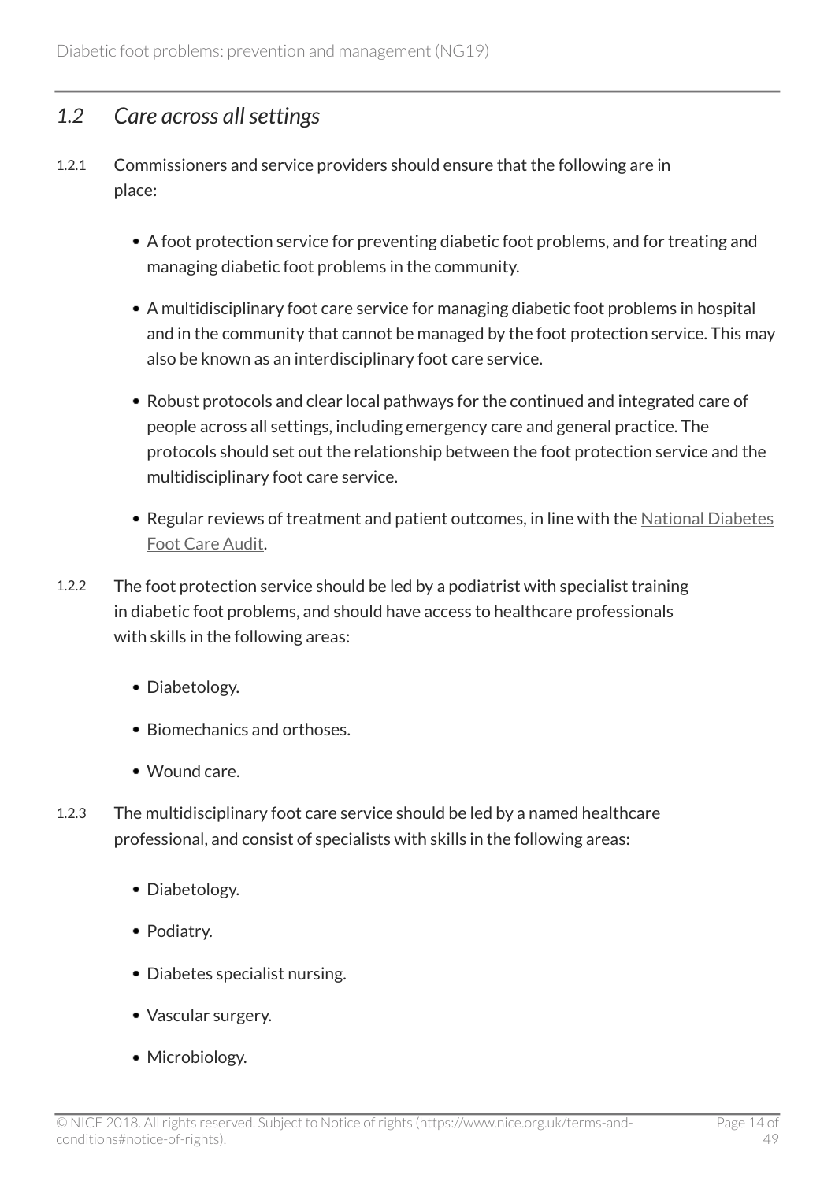## *1.2 Care across all settings*

1.2.1 Commissioners and service providers should ensure that the following are in place:

- A foot protection service for preventing diabetic foot problems, and for treating and managing diabetic foot problems in the community.
- A multidisciplinary foot care service for managing diabetic foot problems in hospital and in the community that cannot be managed by the foot protection service. This may also be known as an interdisciplinary foot care service.
- Robust protocols and clear local pathways for the continued and integrated care of people across all settings, including emergency care and general practice. The protocols should set out the relationship between the foot protection service and the multidisciplinary foot care service.
- Regular reviews of treatment and patient outcomes, in line with the National Diabetes Foot Care Audit.

1.2.2 The foot protection service should be led by a podiatrist with specialist training in diabetic foot problems, and should have access to healthcare professionals with skills in the following areas:

- Diabetology.
- Biomechanics and orthoses.
- Wound care.

1.2.3 The multidisciplinary foot care service should be led by a named healthcare professional, and consist of specialists with skills in the following areas:

- Diabetology.
- Podiatry.
- Diabetes specialist nursing.
- Vascular surgery.
- Microbiology.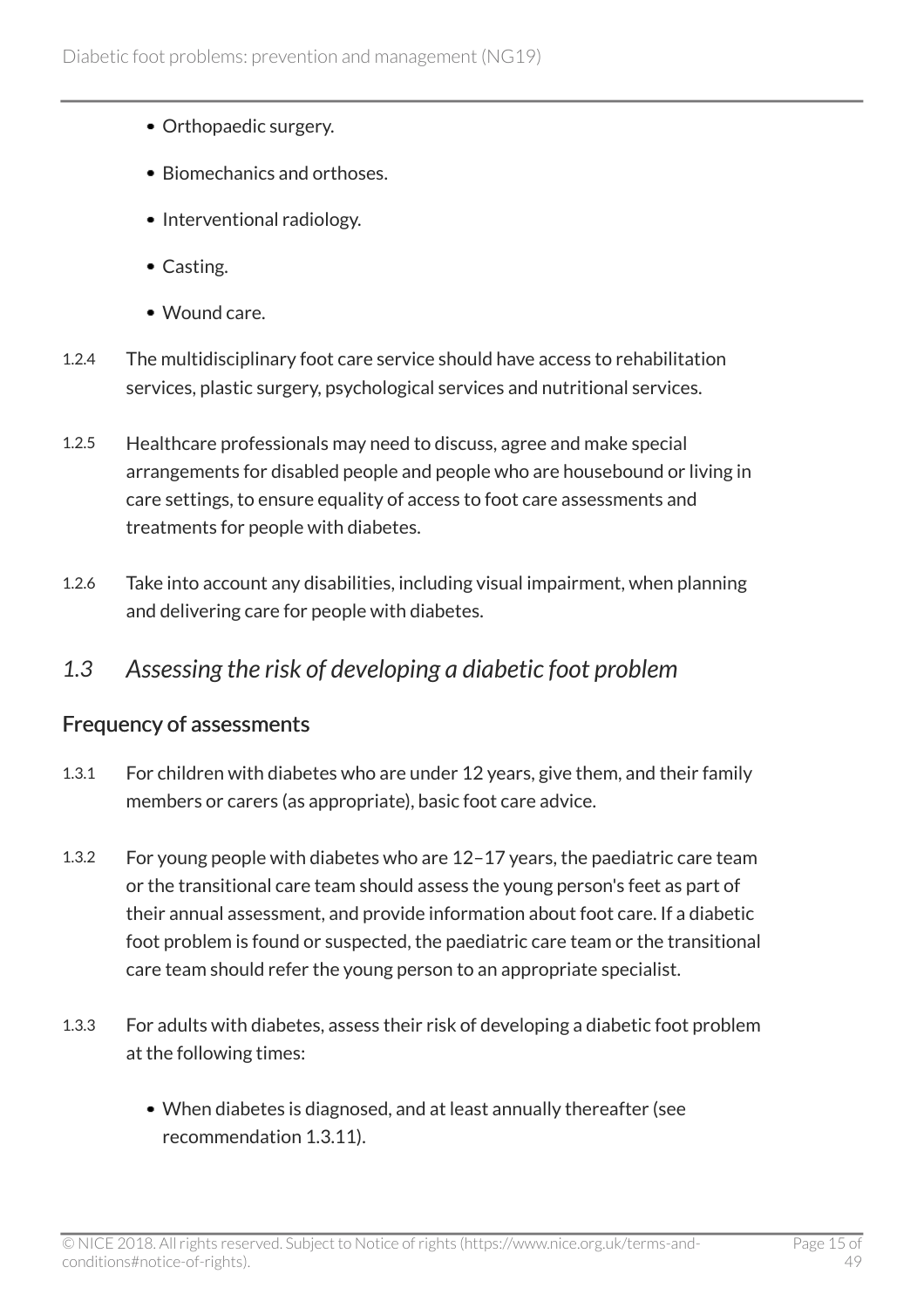- Orthopaedic surgery.
- Biomechanics and orthoses.
- Interventional radiology.
- Casting.
- Wound care.

1.2.4 The multidisciplinary foot care service should have access to rehabilitation services, plastic surgery, psychological services and nutritional services.

1.2.5 Healthcare professionals may need to discuss, agree and make special arrangements for disabled people and people who are housebound or living in care settings, to ensure equality of access to foot care assessments and treatments for people with diabetes.

1.2.6 Take into account any disabilities, including visual impairment, when planning and delivering care for people with diabetes.

## *1.3 Assessing the risk of developing a diabetic foot problem*

### Frequency of assessments

1.3.1 For children with diabetes who are under 12 years, give them, and their family members or carers (as appropriate), basic foot care advice.

1.3.2 For young people with diabetes who are 12–17 years, the paediatric care team or the transitional care team should assess the young person's feet as part of their annual assessment, and provide information about foot care. If a diabetic foot problem is found or suspected, the paediatric care team or the transitional care team should refer the young person to an appropriate specialist.

1.3.3 For adults with diabetes, assess their risk of developing a diabetic foot problem at the following times:

- When diabetes is diagnosed, and at least annually thereafter (see recommendation 1.3.11).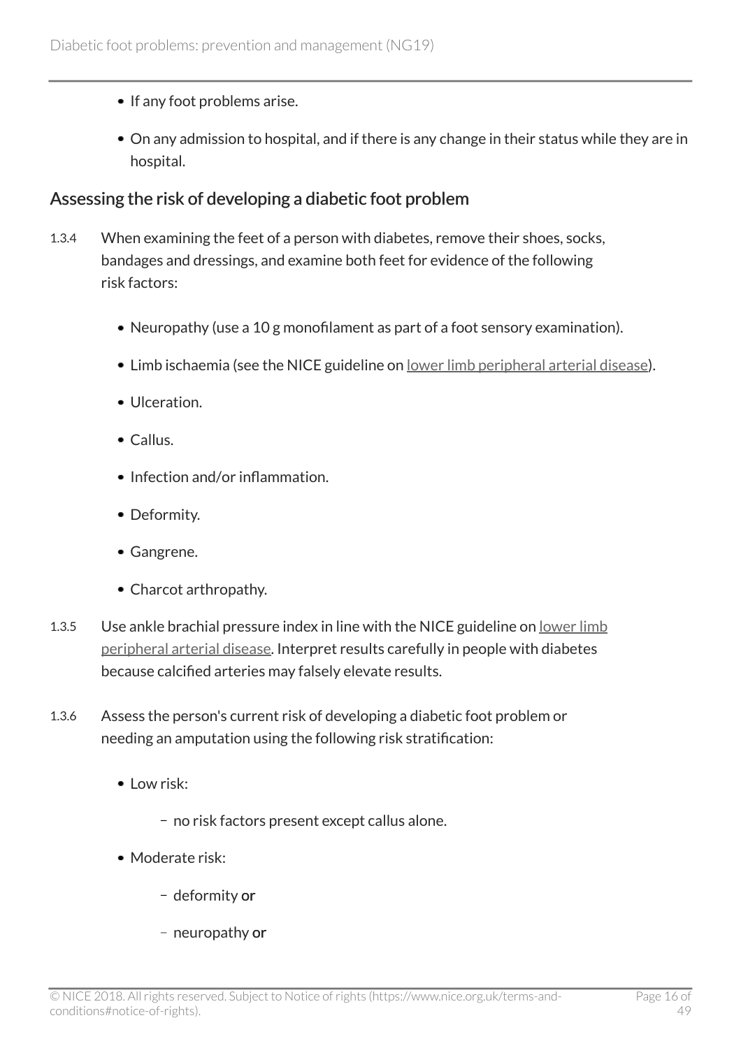- If any foot problems arise.
- On any admission to hospital, and if there is any change in their status while they are in hospital.

### Assessing the risk of developing a diabetic foot problem

1.3.4 When examining the feet of a person with diabetes, remove their shoes, socks, bandages and dressings, and examine both feet for evidence of the following risk factors:

- Neuropathy (use a 10 g monofilament as part of a foot sensory examination).
- Limb ischaemia (see the NICE guideline on lower limb peripheral arterial disease).
- Ulceration.
- Callus.
- Infection and/or inflammation.
- Deformity.
- Gangrene.
- Charcot arthropathy.

1.3.5 Use ankle brachial pressure index in line with the NICE guideline on lower limb peripheral arterial disease. Interpret results carefully in people with diabetes because calcified arteries may falsely elevate results.

1.3.6 Assess the person's current risk of developing a diabetic foot problem or needing an amputation using the following risk stratification:

- Low risk:
  - no risk factors present except callus alone.
- Moderate risk:
  - deformity **or**
  - neuropathy **or**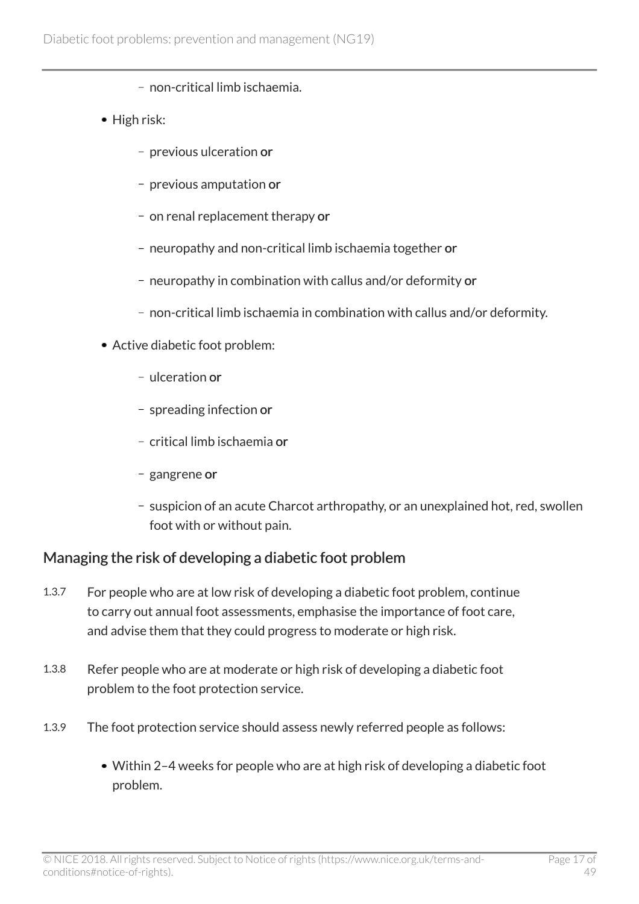- non-critical limb ischaemia.
- High risk:
  - previous ulceration **or**
  - previous amputation **or**
  - on renal replacement therapy **or**
  - neuropathy and non-critical limb ischaemia together **or**
  - neuropathy in combination with callus and/or deformity **or**
  - non-critical limb ischaemia in combination with callus and/or deformity.
- Active diabetic foot problem:
  - ulceration **or**
  - spreading infection **or**
  - critical limb ischaemia **or**
  - gangrene **or**
  - suspicion of an acute Charcot arthropathy, or an unexplained hot, red, swollen foot with or without pain.

## Managing the risk of developing a diabetic foot problem

1.3.7 For people who are at low risk of developing a diabetic foot problem, continue to carry out annual foot assessments, emphasise the importance of foot care, and advise them that they could progress to moderate or high risk.

1.3.8 Refer people who are at moderate or high risk of developing a diabetic foot problem to the foot protection service.

1.3.9 The foot protection service should assess newly referred people as follows:

- Within 2–4 weeks for people who are at high risk of developing a diabetic foot problem.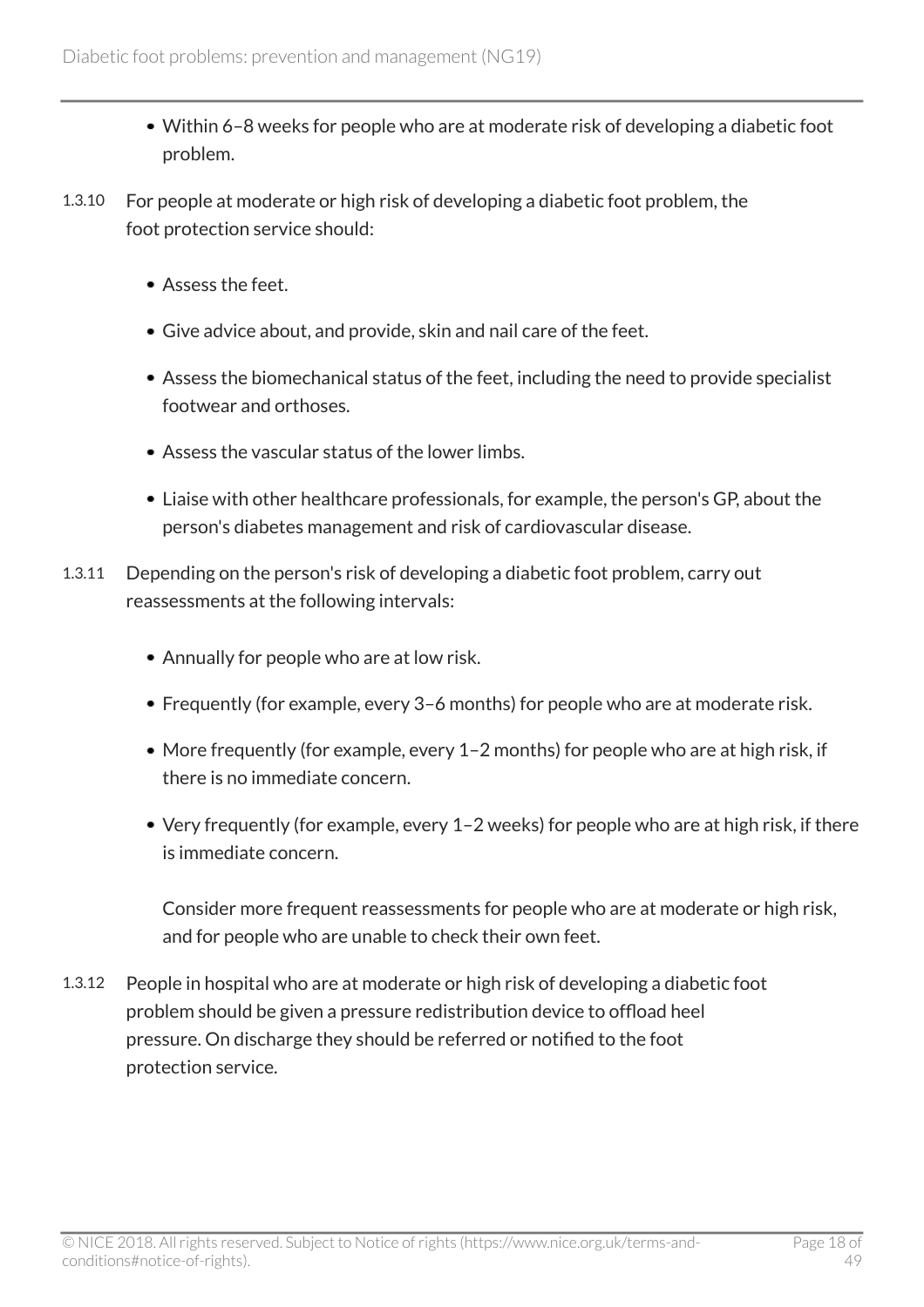- Within 6–8 weeks for people who are at moderate risk of developing a diabetic foot problem.

1.3.10 For people at moderate or high risk of developing a diabetic foot problem, the foot protection service should:

- Assess the feet.
- Give advice about, and provide, skin and nail care of the feet.
- Assess the biomechanical status of the feet, including the need to provide specialist footwear and orthoses.
- Assess the vascular status of the lower limbs.
- Liaise with other healthcare professionals, for example, the person's GP, about the person's diabetes management and risk of cardiovascular disease.

1.3.11 Depending on the person's risk of developing a diabetic foot problem, carry out reassessments at the following intervals:

- Annually for people who are at low risk.
- Frequently (for example, every 3–6 months) for people who are at moderate risk.
- More frequently (for example, every 1–2 months) for people who are at high risk, if there is no immediate concern.
- Very frequently (for example, every 1–2 weeks) for people who are at high risk, if there is immediate concern.

  Consider more frequent reassessments for people who are at moderate or high risk, and for people who are unable to check their own feet.

1.3.12 People in hospital who are at moderate or high risk of developing a diabetic foot problem should be given a pressure redistribution device to offload heel pressure. On discharge they should be referred or notified to the foot protection service.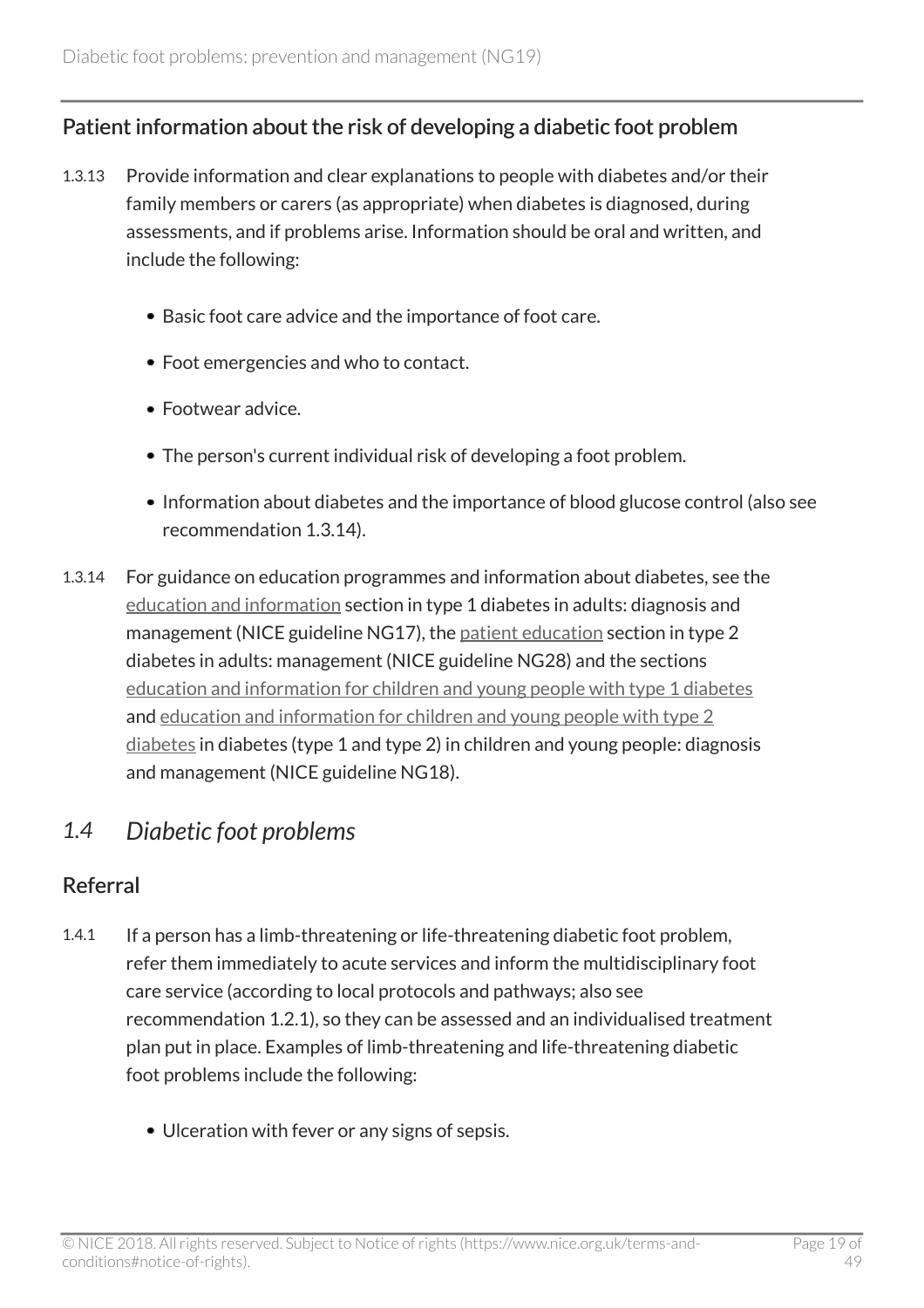## Patient information about the risk of developing a diabetic foot problem

1.3.13 Provide information and clear explanations to people with diabetes and/or their family members or carers (as appropriate) when diabetes is diagnosed, during assessments, and if problems arise. Information should be oral and written, and include the following:

- Basic foot care advice and the importance of foot care.
- Foot emergencies and who to contact.
- Footwear advice.
- The person's current individual risk of developing a foot problem.
- Information about diabetes and the importance of blood glucose control (also see recommendation 1.3.14).

1.3.14 For guidance on education programmes and information about diabetes, see the education and information section in type 1 diabetes in adults: diagnosis and management (NICE guideline NG17), the patient education section in type 2 diabetes in adults: management (NICE guideline NG28) and the sections education and information for children and young people with type 1 diabetes and education and information for children and young people with type 2 diabetes in diabetes (type 1 and type 2) in children and young people: diagnosis and management (NICE guideline NG18).

# 1.4 *Diabetic foot problems*

## Referral

1.4.1 If a person has a limb-threatening or life-threatening diabetic foot problem, refer them immediately to acute services and inform the multidisciplinary foot care service (according to local protocols and pathways; also see recommendation 1.2.1), so they can be assessed and an individualised treatment plan put in place. Examples of limb-threatening and life-threatening diabetic foot problems include the following:

- Ulceration with fever or any signs of sepsis.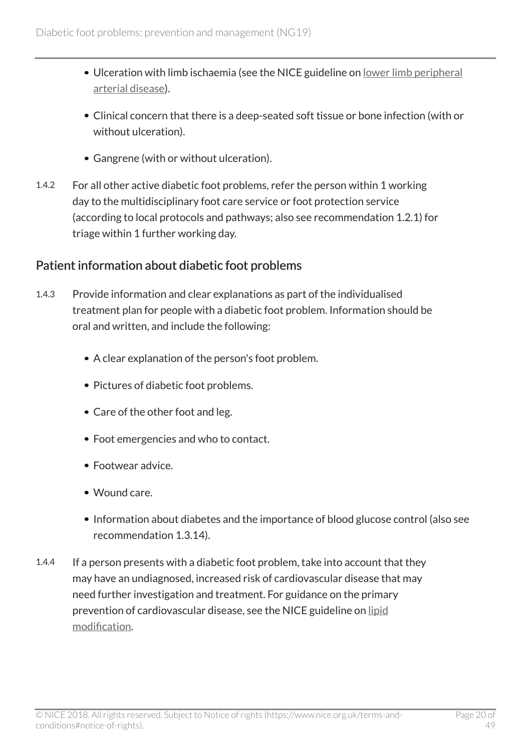- Ulceration with limb ischaemia (see the NICE guideline on lower limb peripheral arterial disease).
- Clinical concern that there is a deep-seated soft tissue or bone infection (with or without ulceration).
- Gangrene (with or without ulceration).

1.4.2 For all other active diabetic foot problems, refer the person within 1 working day to the multidisciplinary foot care service or foot protection service (according to local protocols and pathways; also see recommendation 1.2.1) for triage within 1 further working day.

## Patient information about diabetic foot problems

1.4.3 Provide information and clear explanations as part of the individualised treatment plan for people with a diabetic foot problem. Information should be oral and written, and include the following:

- A clear explanation of the person's foot problem.
- Pictures of diabetic foot problems.
- Care of the other foot and leg.
- Foot emergencies and who to contact.
- Footwear advice.
- Wound care.
- Information about diabetes and the importance of blood glucose control (also see recommendation 1.3.14).

1.4.4 If a person presents with a diabetic foot problem, take into account that they may have an undiagnosed, increased risk of cardiovascular disease that may need further investigation and treatment. For guidance on the primary prevention of cardiovascular disease, see the NICE guideline on lipid modification.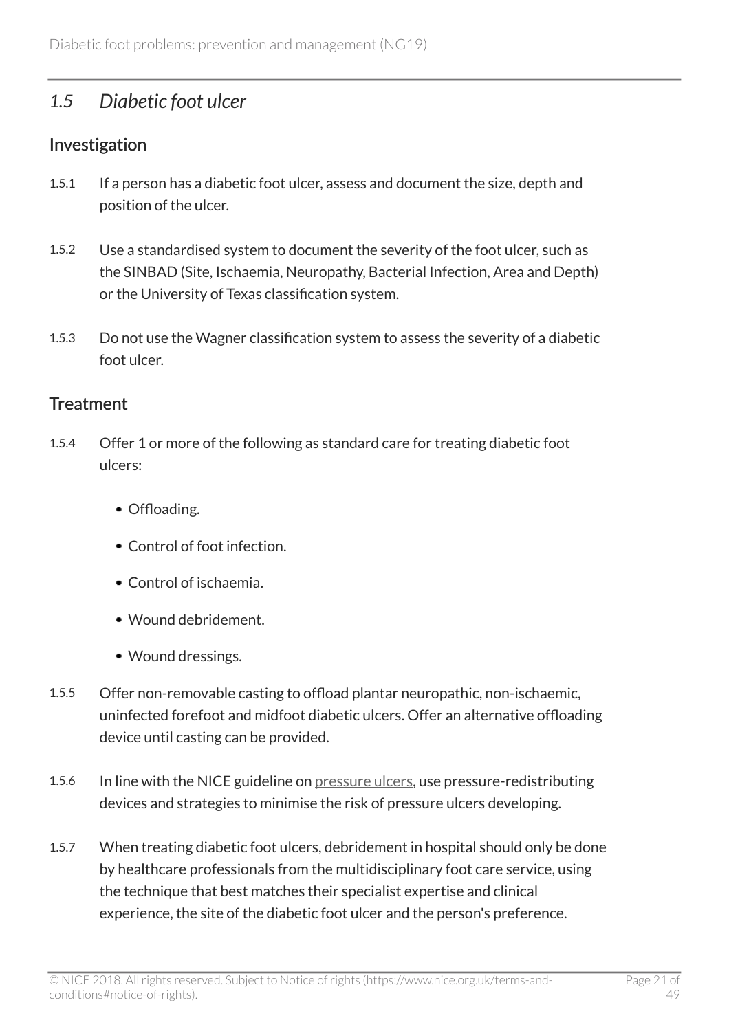## *1.5 Diabetic foot ulcer*

### Investigation

1.5.1 If a person has a diabetic foot ulcer, assess and document the size, depth and position of the ulcer.

1.5.2 Use a standardised system to document the severity of the foot ulcer, such as the SINBAD (Site, Ischaemia, Neuropathy, Bacterial Infection, Area and Depth) or the University of Texas classification system.

1.5.3 Do not use the Wagner classification system to assess the severity of a diabetic foot ulcer.

### Treatment

1.5.4 Offer 1 or more of the following as standard care for treating diabetic foot ulcers:

- Offloading.
- Control of foot infection.
- Control of ischaemia.
- Wound debridement.
- Wound dressings.

1.5.5 Offer non-removable casting to offload plantar neuropathic, non-ischaemic, uninfected forefoot and midfoot diabetic ulcers. Offer an alternative offloading device until casting can be provided.

1.5.6 In line with the NICE guideline on pressure ulcers, use pressure-redistributing devices and strategies to minimise the risk of pressure ulcers developing.

1.5.7 When treating diabetic foot ulcers, debridement in hospital should only be done by healthcare professionals from the multidisciplinary foot care service, using the technique that best matches their specialist expertise and clinical experience, the site of the diabetic foot ulcer and the person's preference.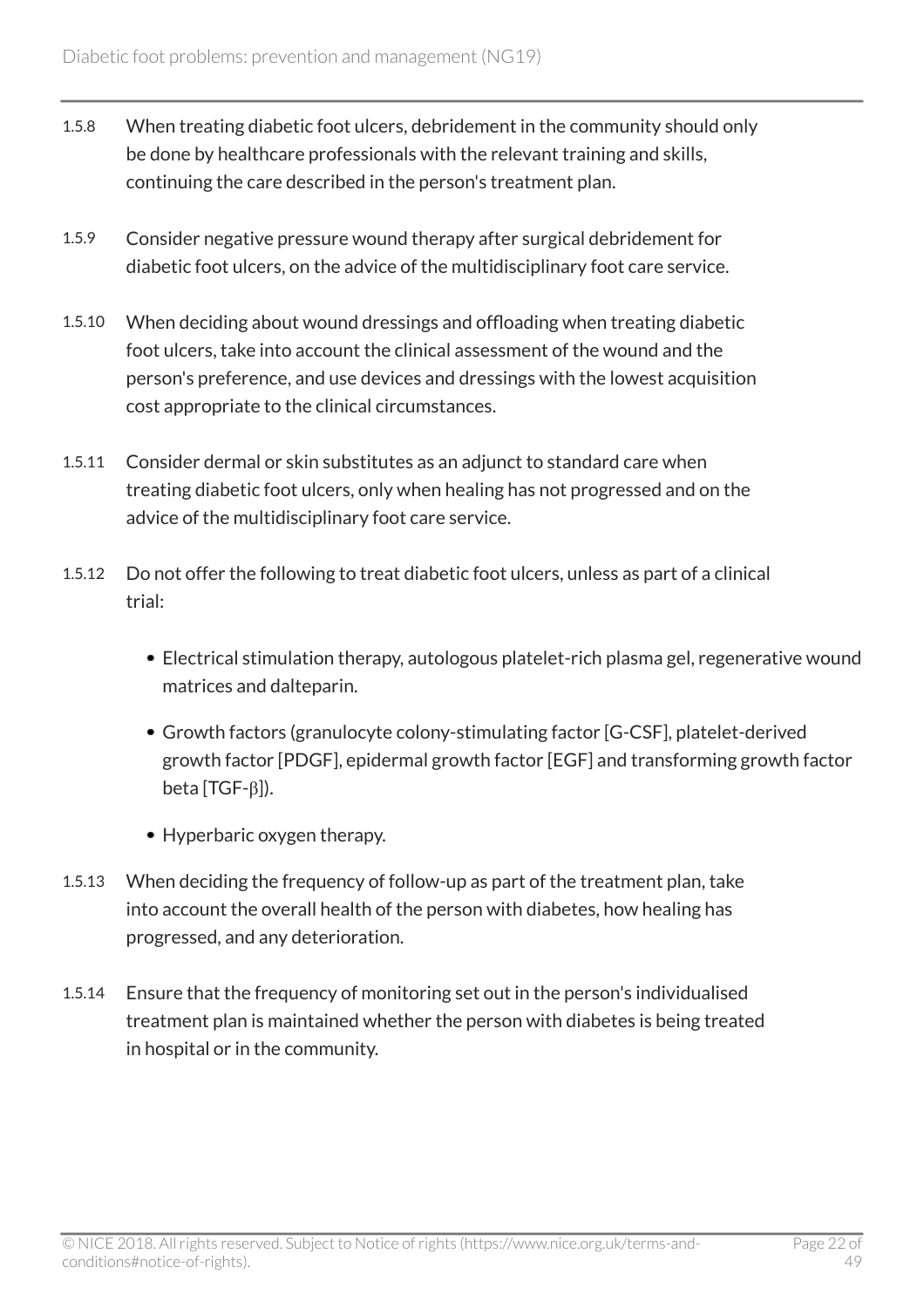1.5.8 When treating diabetic foot ulcers, debridement in the community should only be done by healthcare professionals with the relevant training and skills, continuing the care described in the person's treatment plan.

1.5.9 Consider negative pressure wound therapy after surgical debridement for diabetic foot ulcers, on the advice of the multidisciplinary foot care service.

1.5.10 When deciding about wound dressings and offloading when treating diabetic foot ulcers, take into account the clinical assessment of the wound and the person's preference, and use devices and dressings with the lowest acquisition cost appropriate to the clinical circumstances.

1.5.11 Consider dermal or skin substitutes as an adjunct to standard care when treating diabetic foot ulcers, only when healing has not progressed and on the advice of the multidisciplinary foot care service.

1.5.12 Do not offer the following to treat diabetic foot ulcers, unless as part of a clinical trial:

- Electrical stimulation therapy, autologous platelet-rich plasma gel, regenerative wound matrices and dalteparin.
- Growth factors (granulocyte colony-stimulating factor [G-CSF], platelet-derived growth factor [PDGF], epidermal growth factor [EGF] and transforming growth factor beta [TGF-β]).
- Hyperbaric oxygen therapy.

1.5.13 When deciding the frequency of follow-up as part of the treatment plan, take into account the overall health of the person with diabetes, how healing has progressed, and any deterioration.

1.5.14 Ensure that the frequency of monitoring set out in the person's individualised treatment plan is maintained whether the person with diabetes is being treated in hospital or in the community.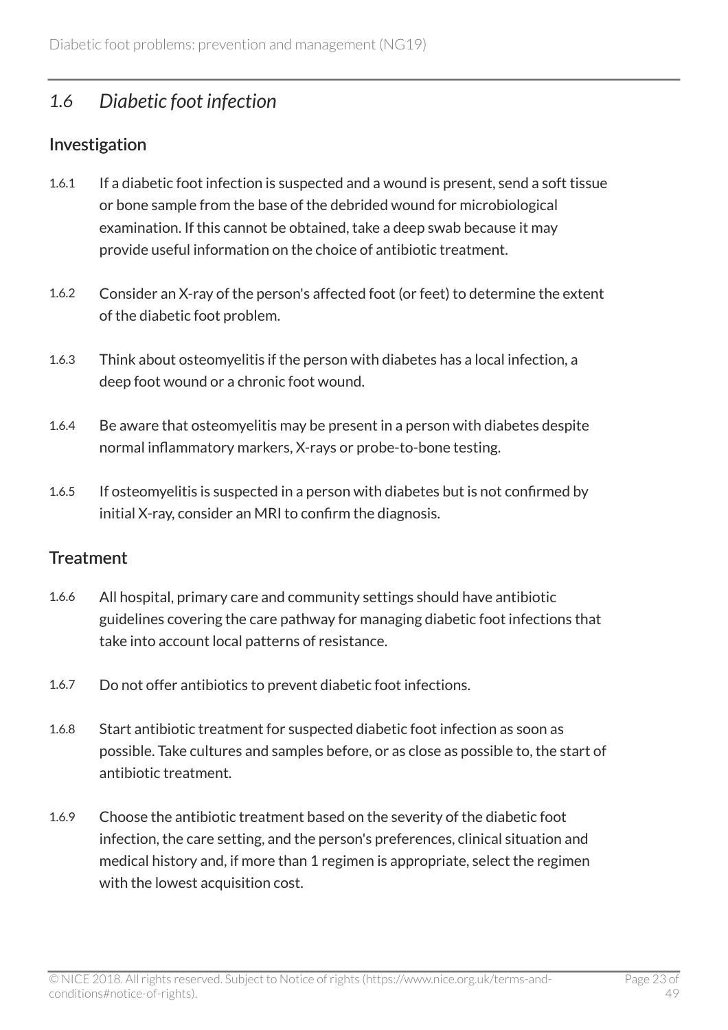## *1.6 Diabetic foot infection*

### Investigation

1.6.1 If a diabetic foot infection is suspected and a wound is present, send a soft tissue or bone sample from the base of the debrided wound for microbiological examination. If this cannot be obtained, take a deep swab because it may provide useful information on the choice of antibiotic treatment.

1.6.2 Consider an X-ray of the person's affected foot (or feet) to determine the extent of the diabetic foot problem.

1.6.3 Think about osteomyelitis if the person with diabetes has a local infection, a deep foot wound or a chronic foot wound.

1.6.4 Be aware that osteomyelitis may be present in a person with diabetes despite normal inflammatory markers, X-rays or probe-to-bone testing.

1.6.5 If osteomyelitis is suspected in a person with diabetes but is not confirmed by initial X-ray, consider an MRI to confirm the diagnosis.

### Treatment

1.6.6 All hospital, primary care and community settings should have antibiotic guidelines covering the care pathway for managing diabetic foot infections that take into account local patterns of resistance.

1.6.7 Do not offer antibiotics to prevent diabetic foot infections.

1.6.8 Start antibiotic treatment for suspected diabetic foot infection as soon as possible. Take cultures and samples before, or as close as possible to, the start of antibiotic treatment.

1.6.9 Choose the antibiotic treatment based on the severity of the diabetic foot infection, the care setting, and the person's preferences, clinical situation and medical history and, if more than 1 regimen is appropriate, select the regimen with the lowest acquisition cost.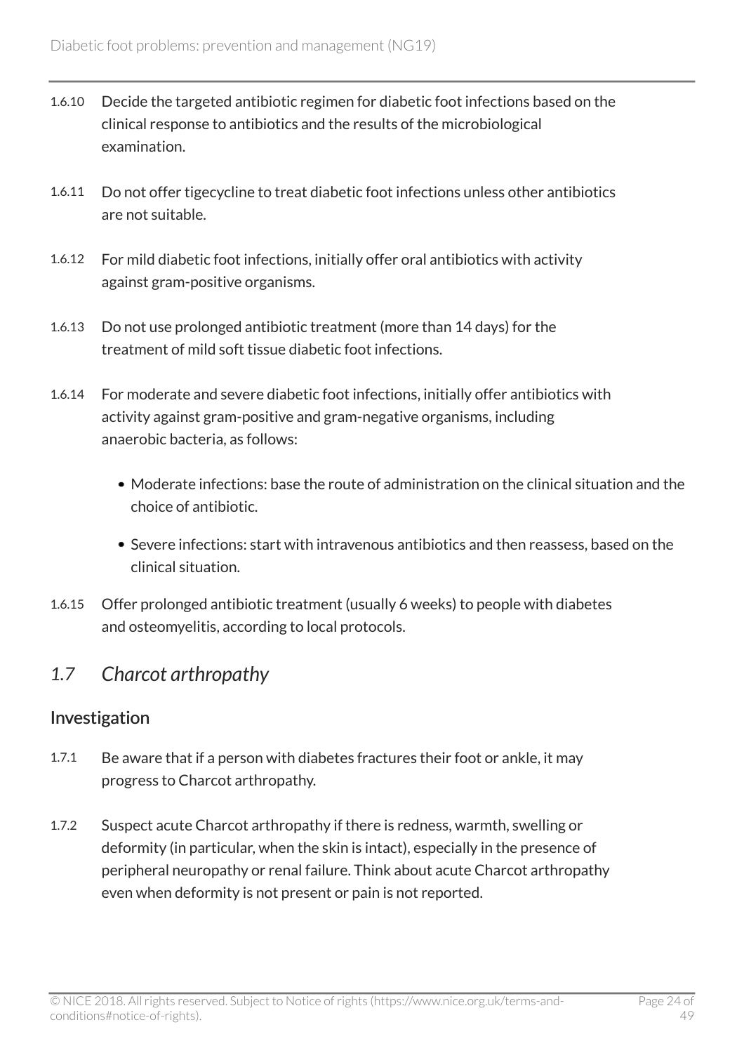1.6.10 Decide the targeted antibiotic regimen for diabetic foot infections based on the clinical response to antibiotics and the results of the microbiological examination.

1.6.11 Do not offer tigecycline to treat diabetic foot infections unless other antibiotics are not suitable.

1.6.12 For mild diabetic foot infections, initially offer oral antibiotics with activity against gram-positive organisms.

1.6.13 Do not use prolonged antibiotic treatment (more than 14 days) for the treatment of mild soft tissue diabetic foot infections.

1.6.14 For moderate and severe diabetic foot infections, initially offer antibiotics with activity against gram-positive and gram-negative organisms, including anaerobic bacteria, as follows:

- Moderate infections: base the route of administration on the clinical situation and the choice of antibiotic.
- Severe infections: start with intravenous antibiotics and then reassess, based on the clinical situation.

1.6.15 Offer prolonged antibiotic treatment (usually 6 weeks) to people with diabetes and osteomyelitis, according to local protocols.

## *1.7 Charcot arthropathy*

### Investigation

1.7.1 Be aware that if a person with diabetes fractures their foot or ankle, it may progress to Charcot arthropathy.

1.7.2 Suspect acute Charcot arthropathy if there is redness, warmth, swelling or deformity (in particular, when the skin is intact), especially in the presence of peripheral neuropathy or renal failure. Think about acute Charcot arthropathy even when deformity is not present or pain is not reported.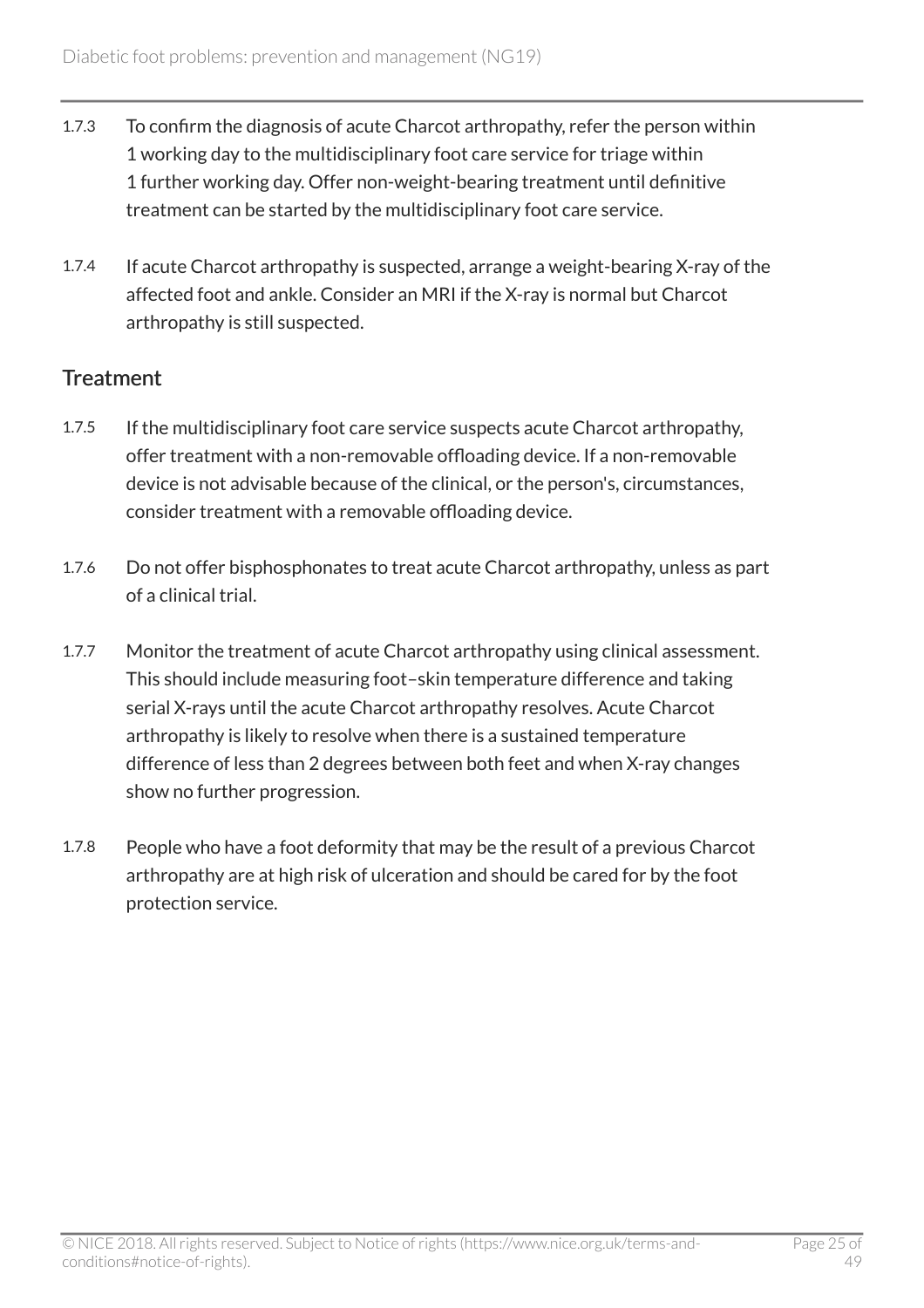1.7.3 To confirm the diagnosis of acute Charcot arthropathy, refer the person within 1 working day to the multidisciplinary foot care service for triage within 1 further working day. Offer non-weight-bearing treatment until definitive treatment can be started by the multidisciplinary foot care service.

1.7.4 If acute Charcot arthropathy is suspected, arrange a weight-bearing X-ray of the affected foot and ankle. Consider an MRI if the X-ray is normal but Charcot arthropathy is still suspected.

## Treatment

1.7.5 If the multidisciplinary foot care service suspects acute Charcot arthropathy, offer treatment with a non-removable offloading device. If a non-removable device is not advisable because of the clinical, or the person's, circumstances, consider treatment with a removable offloading device.

1.7.6 Do not offer bisphosphonates to treat acute Charcot arthropathy, unless as part of a clinical trial.

1.7.7 Monitor the treatment of acute Charcot arthropathy using clinical assessment. This should include measuring foot–skin temperature difference and taking serial X-rays until the acute Charcot arthropathy resolves. Acute Charcot arthropathy is likely to resolve when there is a sustained temperature difference of less than 2 degrees between both feet and when X-ray changes show no further progression.

1.7.8 People who have a foot deformity that may be the result of a previous Charcot arthropathy are at high risk of ulceration and should be cared for by the foot protection service.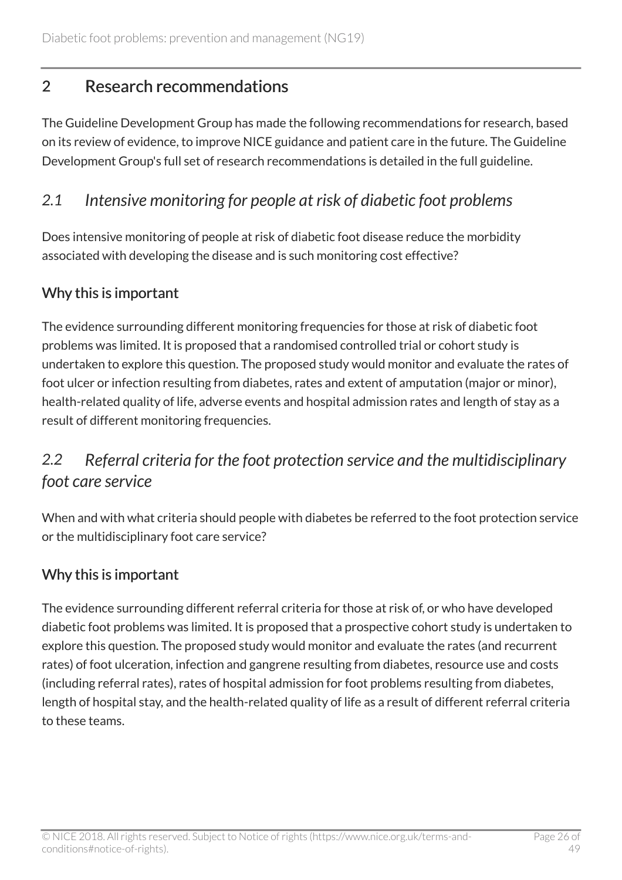## 2 Research recommendations

The Guideline Development Group has made the following recommendations for research, based on its review of evidence, to improve NICE guidance and patient care in the future. The Guideline Development Group's full set of research recommendations is detailed in the full guideline.

### *2.1 Intensive monitoring for people at risk of diabetic foot problems*

Does intensive monitoring of people at risk of diabetic foot disease reduce the morbidity associated with developing the disease and is such monitoring cost effective?

#### Why this is important

The evidence surrounding different monitoring frequencies for those at risk of diabetic foot problems was limited. It is proposed that a randomised controlled trial or cohort study is undertaken to explore this question. The proposed study would monitor and evaluate the rates of foot ulcer or infection resulting from diabetes, rates and extent of amputation (major or minor), health-related quality of life, adverse events and hospital admission rates and length of stay as a result of different monitoring frequencies.

### *2.2 Referral criteria for the foot protection service and the multidisciplinary foot care service*

When and with what criteria should people with diabetes be referred to the foot protection service or the multidisciplinary foot care service?

#### Why this is important

The evidence surrounding different referral criteria for those at risk of, or who have developed diabetic foot problems was limited. It is proposed that a prospective cohort study is undertaken to explore this question. The proposed study would monitor and evaluate the rates (and recurrent rates) of foot ulceration, infection and gangrene resulting from diabetes, resource use and costs (including referral rates), rates of hospital admission for foot problems resulting from diabetes, length of hospital stay, and the health-related quality of life as a result of different referral criteria to these teams.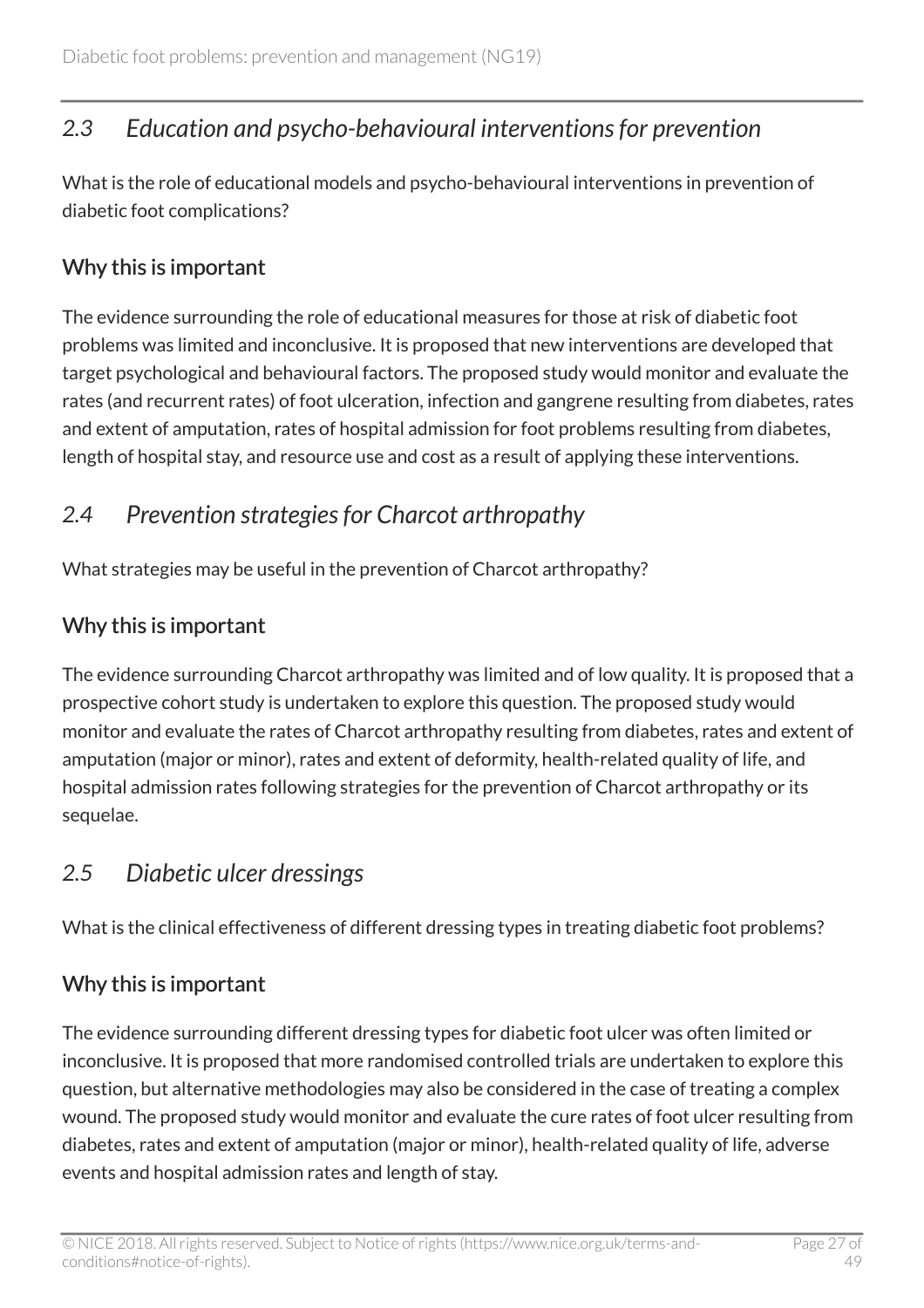## *2.3 Education and psycho-behavioural interventions for prevention*

What is the role of educational models and psycho-behavioural interventions in prevention of diabetic foot complications?

### Why this is important

The evidence surrounding the role of educational measures for those at risk of diabetic foot problems was limited and inconclusive. It is proposed that new interventions are developed that target psychological and behavioural factors. The proposed study would monitor and evaluate the rates (and recurrent rates) of foot ulceration, infection and gangrene resulting from diabetes, rates and extent of amputation, rates of hospital admission for foot problems resulting from diabetes, length of hospital stay, and resource use and cost as a result of applying these interventions.

## *2.4 Prevention strategies for Charcot arthropathy*

What strategies may be useful in the prevention of Charcot arthropathy?

### Why this is important

The evidence surrounding Charcot arthropathy was limited and of low quality. It is proposed that a prospective cohort study is undertaken to explore this question. The proposed study would monitor and evaluate the rates of Charcot arthropathy resulting from diabetes, rates and extent of amputation (major or minor), rates and extent of deformity, health-related quality of life, and hospital admission rates following strategies for the prevention of Charcot arthropathy or its sequelae.

## *2.5 Diabetic ulcer dressings*

What is the clinical effectiveness of different dressing types in treating diabetic foot problems?

### Why this is important

The evidence surrounding different dressing types for diabetic foot ulcer was often limited or inconclusive. It is proposed that more randomised controlled trials are undertaken to explore this question, but alternative methodologies may also be considered in the case of treating a complex wound. The proposed study would monitor and evaluate the cure rates of foot ulcer resulting from diabetes, rates and extent of amputation (major or minor), health-related quality of life, adverse events and hospital admission rates and length of stay.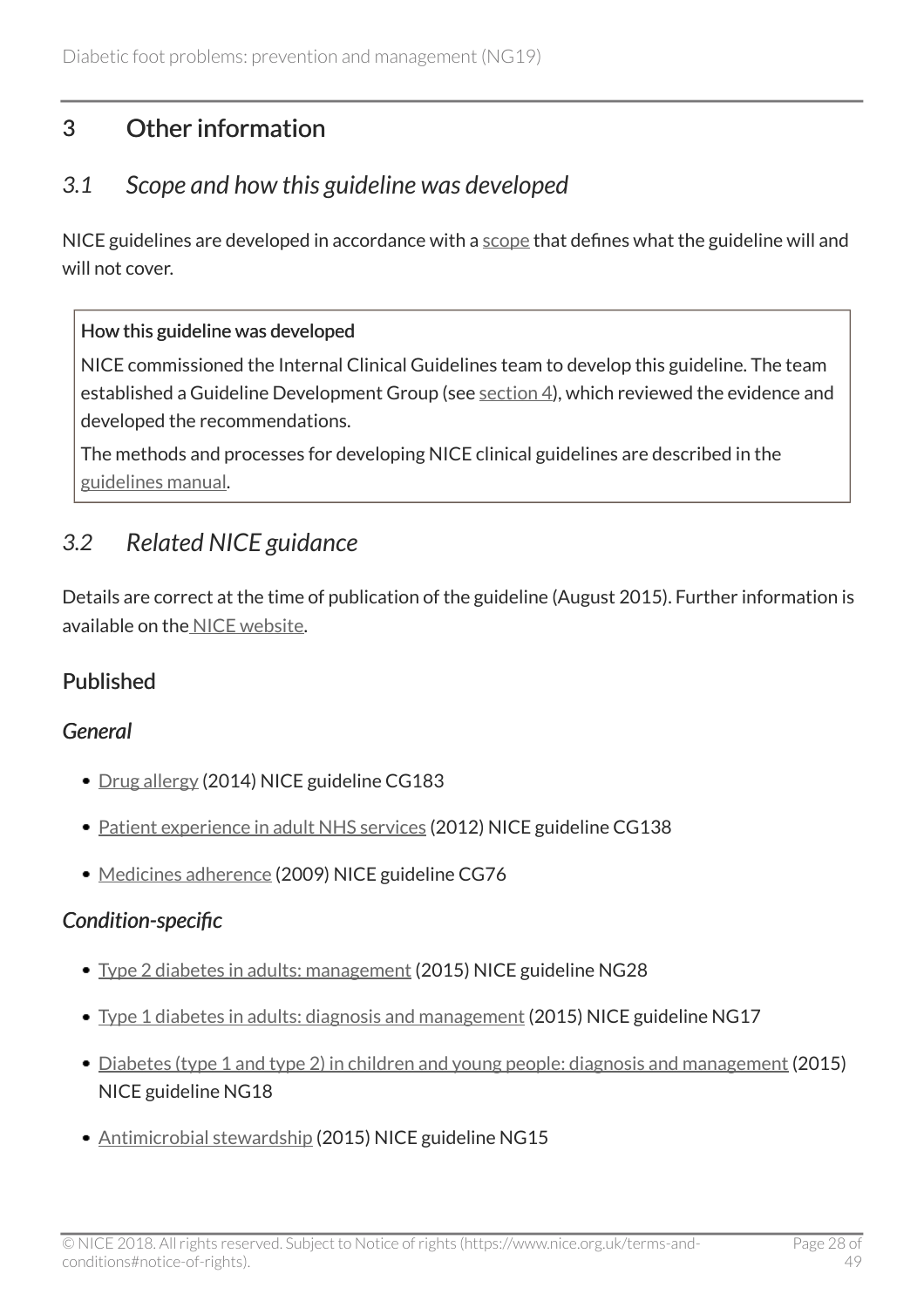# 3 Other information

## *3.1 Scope and how this guideline was developed*

NICE guidelines are developed in accordance with a scope that defines what the guideline will and will not cover.

> **How this guideline was developed**
>
> NICE commissioned the Internal Clinical Guidelines team to develop this guideline. The team established a Guideline Development Group (see section 4), which reviewed the evidence and developed the recommendations.
>
> The methods and processes for developing NICE clinical guidelines are described in the guidelines manual.

## *3.2 Related NICE guidance*

Details are correct at the time of publication of the guideline (August 2015). Further information is available on the NICE website.

### Published

#### *General*

- Drug allergy (2014) NICE guideline CG183
- Patient experience in adult NHS services (2012) NICE guideline CG138
- Medicines adherence (2009) NICE guideline CG76

#### *Condition-specific*

- Type 2 diabetes in adults: management (2015) NICE guideline NG28
- Type 1 diabetes in adults: diagnosis and management (2015) NICE guideline NG17
- Diabetes (type 1 and type 2) in children and young people: diagnosis and management (2015) NICE guideline NG18
- Antimicrobial stewardship (2015) NICE guideline NG15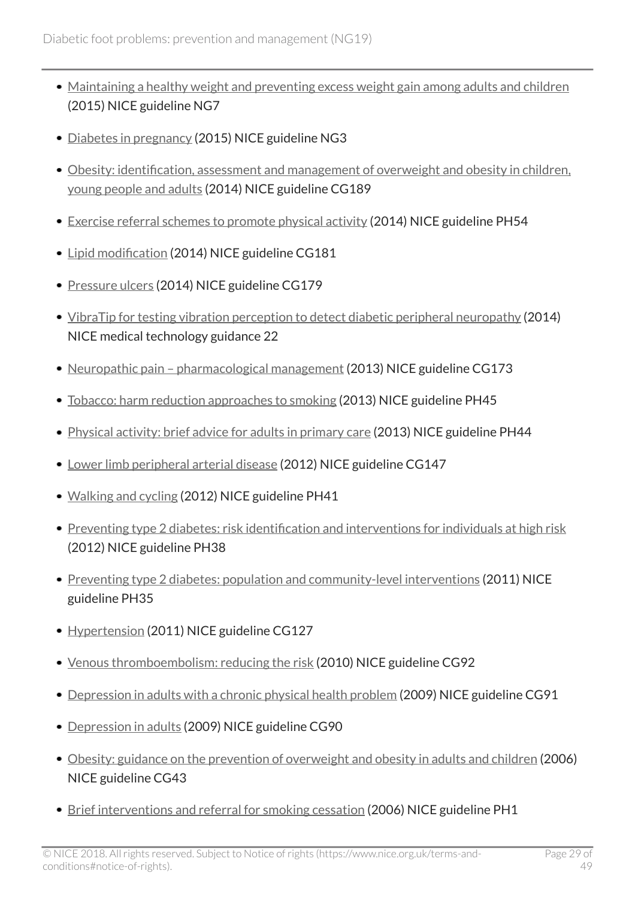- Maintaining a healthy weight and preventing excess weight gain among adults and children (2015) NICE guideline NG7
- Diabetes in pregnancy (2015) NICE guideline NG3
- Obesity: identification, assessment and management of overweight and obesity in children, young people and adults (2014) NICE guideline CG189
- Exercise referral schemes to promote physical activity (2014) NICE guideline PH54
- Lipid modification (2014) NICE guideline CG181
- Pressure ulcers (2014) NICE guideline CG179
- VibraTip for testing vibration perception to detect diabetic peripheral neuropathy (2014) NICE medical technology guidance 22
- Neuropathic pain – pharmacological management (2013) NICE guideline CG173
- Tobacco: harm reduction approaches to smoking (2013) NICE guideline PH45
- Physical activity: brief advice for adults in primary care (2013) NICE guideline PH44
- Lower limb peripheral arterial disease (2012) NICE guideline CG147
- Walking and cycling (2012) NICE guideline PH41
- Preventing type 2 diabetes: risk identification and interventions for individuals at high risk (2012) NICE guideline PH38
- Preventing type 2 diabetes: population and community-level interventions (2011) NICE guideline PH35
- Hypertension (2011) NICE guideline CG127
- Venous thromboembolism: reducing the risk (2010) NICE guideline CG92
- Depression in adults with a chronic physical health problem (2009) NICE guideline CG91
- Depression in adults (2009) NICE guideline CG90
- Obesity: guidance on the prevention of overweight and obesity in adults and children (2006) NICE guideline CG43
- Brief interventions and referral for smoking cessation (2006) NICE guideline PH1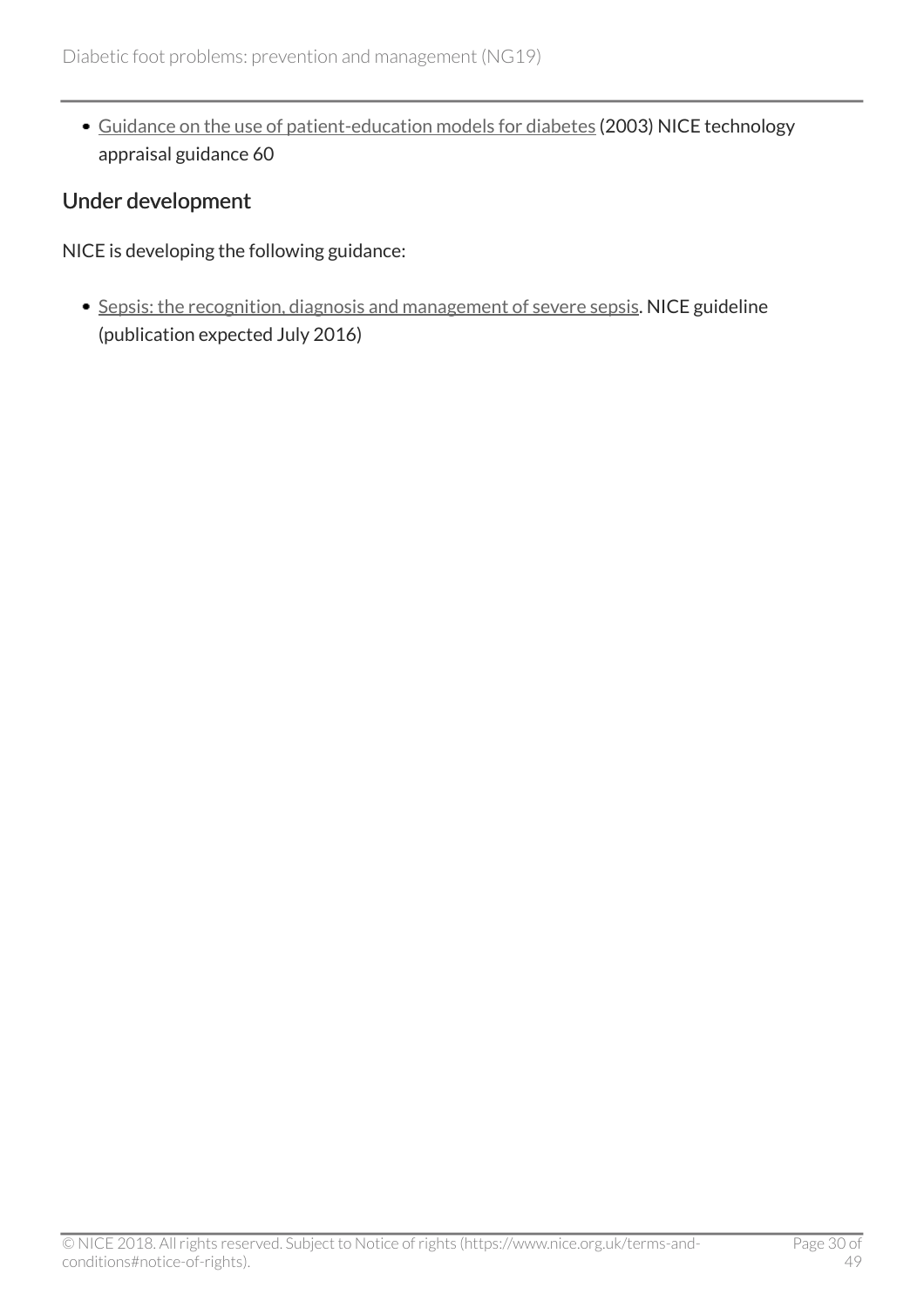- Guidance on the use of patient-education models for diabetes (2003) NICE technology appraisal guidance 60

## Under development

NICE is developing the following guidance:

- Sepsis: the recognition, diagnosis and management of severe sepsis. NICE guideline (publication expected July 2016)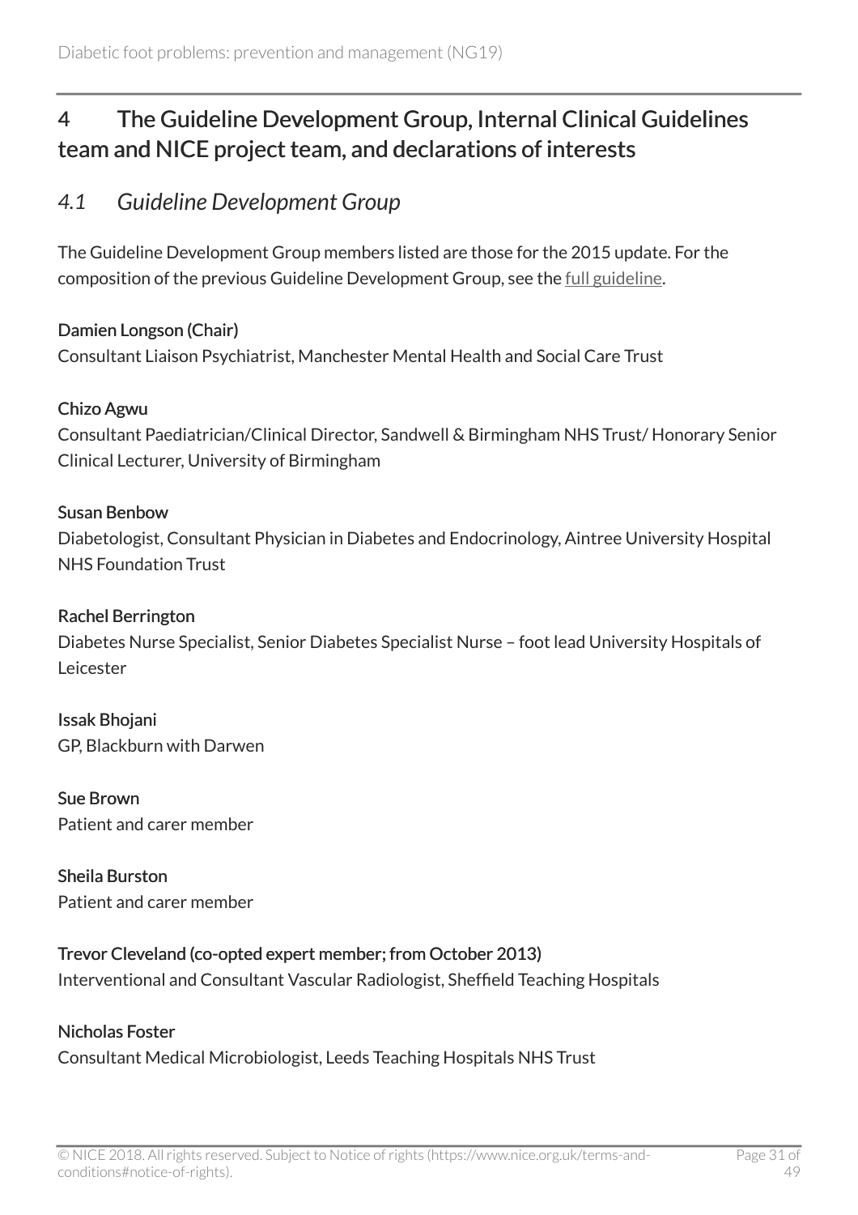# 4 The Guideline Development Group, Internal Clinical Guidelines team and NICE project team, and declarations of interests

## *4.1 Guideline Development Group*

The Guideline Development Group members listed are those for the 2015 update. For the composition of the previous Guideline Development Group, see the full guideline.

**Damien Longson (Chair)**
Consultant Liaison Psychiatrist, Manchester Mental Health and Social Care Trust

**Chizo Agwu**
Consultant Paediatrician/Clinical Director, Sandwell & Birmingham NHS Trust/ Honorary Senior Clinical Lecturer, University of Birmingham

**Susan Benbow**
Diabetologist, Consultant Physician in Diabetes and Endocrinology, Aintree University Hospital NHS Foundation Trust

**Rachel Berrington**
Diabetes Nurse Specialist, Senior Diabetes Specialist Nurse – foot lead University Hospitals of Leicester

**Issak Bhojani**
GP, Blackburn with Darwen

**Sue Brown**
Patient and carer member

**Sheila Burston**
Patient and carer member

**Trevor Cleveland (co-opted expert member; from October 2013)**
Interventional and Consultant Vascular Radiologist, Sheffield Teaching Hospitals

**Nicholas Foster**
Consultant Medical Microbiologist, Leeds Teaching Hospitals NHS Trust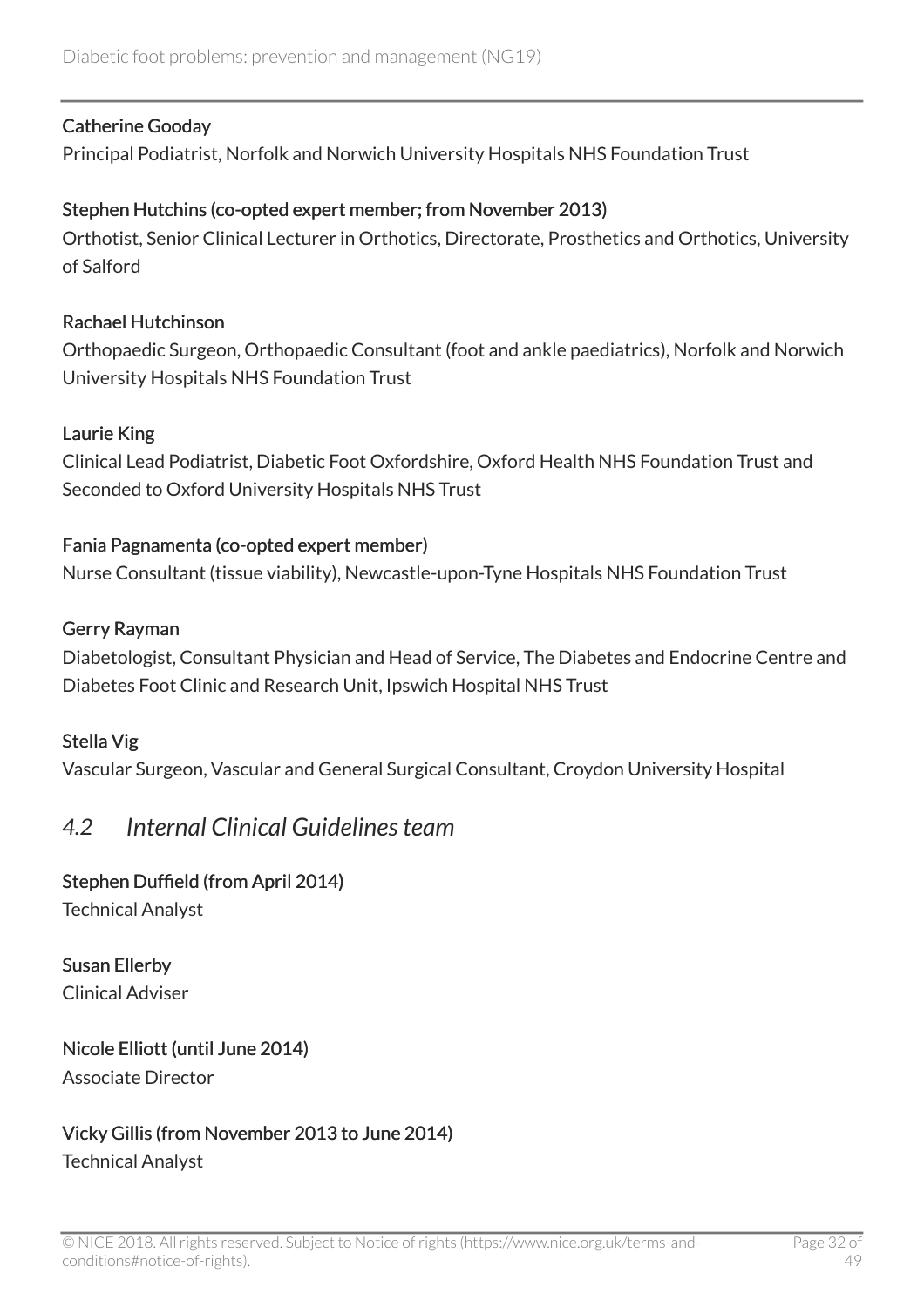**Catherine Gooday**
Principal Podiatrist, Norfolk and Norwich University Hospitals NHS Foundation Trust

**Stephen Hutchins (co-opted expert member; from November 2013)**
Orthotist, Senior Clinical Lecturer in Orthotics, Directorate, Prosthetics and Orthotics, University of Salford

**Rachael Hutchinson**
Orthopaedic Surgeon, Orthopaedic Consultant (foot and ankle paediatrics), Norfolk and Norwich University Hospitals NHS Foundation Trust

**Laurie King**
Clinical Lead Podiatrist, Diabetic Foot Oxfordshire, Oxford Health NHS Foundation Trust and Seconded to Oxford University Hospitals NHS Trust

**Fania Pagnamenta (co-opted expert member)**
Nurse Consultant (tissue viability), Newcastle-upon-Tyne Hospitals NHS Foundation Trust

**Gerry Rayman**
Diabetologist, Consultant Physician and Head of Service, The Diabetes and Endocrine Centre and Diabetes Foot Clinic and Research Unit, Ipswich Hospital NHS Trust

**Stella Vig**
Vascular Surgeon, Vascular and General Surgical Consultant, Croydon University Hospital

## *4.2 Internal Clinical Guidelines team*

**Stephen Duffield (from April 2014)**
Technical Analyst

**Susan Ellerby**
Clinical Adviser

**Nicole Elliott (until June 2014)**
Associate Director

**Vicky Gillis (from November 2013 to June 2014)**
Technical Analyst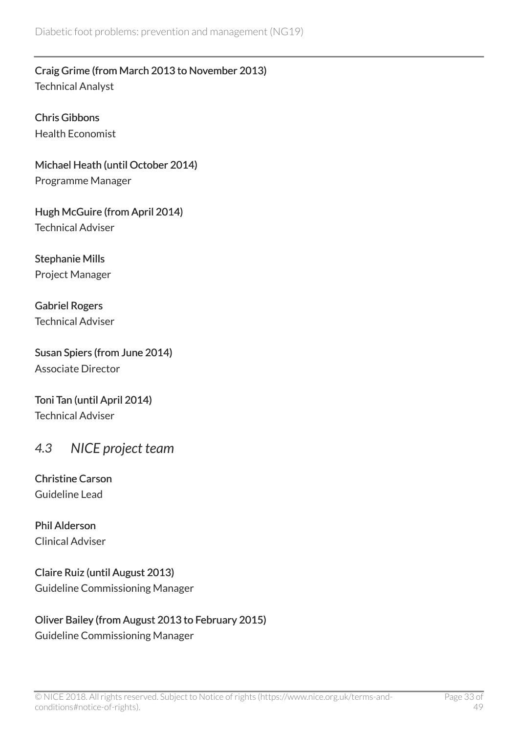**Craig Grime (from March 2013 to November 2013)**
Technical Analyst

**Chris Gibbons**
Health Economist

**Michael Heath (until October 2014)**
Programme Manager

**Hugh McGuire (from April 2014)**
Technical Adviser

**Stephanie Mills**
Project Manager

**Gabriel Rogers**
Technical Adviser

**Susan Spiers (from June 2014)**
Associate Director

**Toni Tan (until April 2014)**
Technical Adviser

## *4.3 NICE project team*

**Christine Carson**
Guideline Lead

**Phil Alderson**
Clinical Adviser

**Claire Ruiz (until August 2013)**
Guideline Commissioning Manager

**Oliver Bailey (from August 2013 to February 2015)**
Guideline Commissioning Manager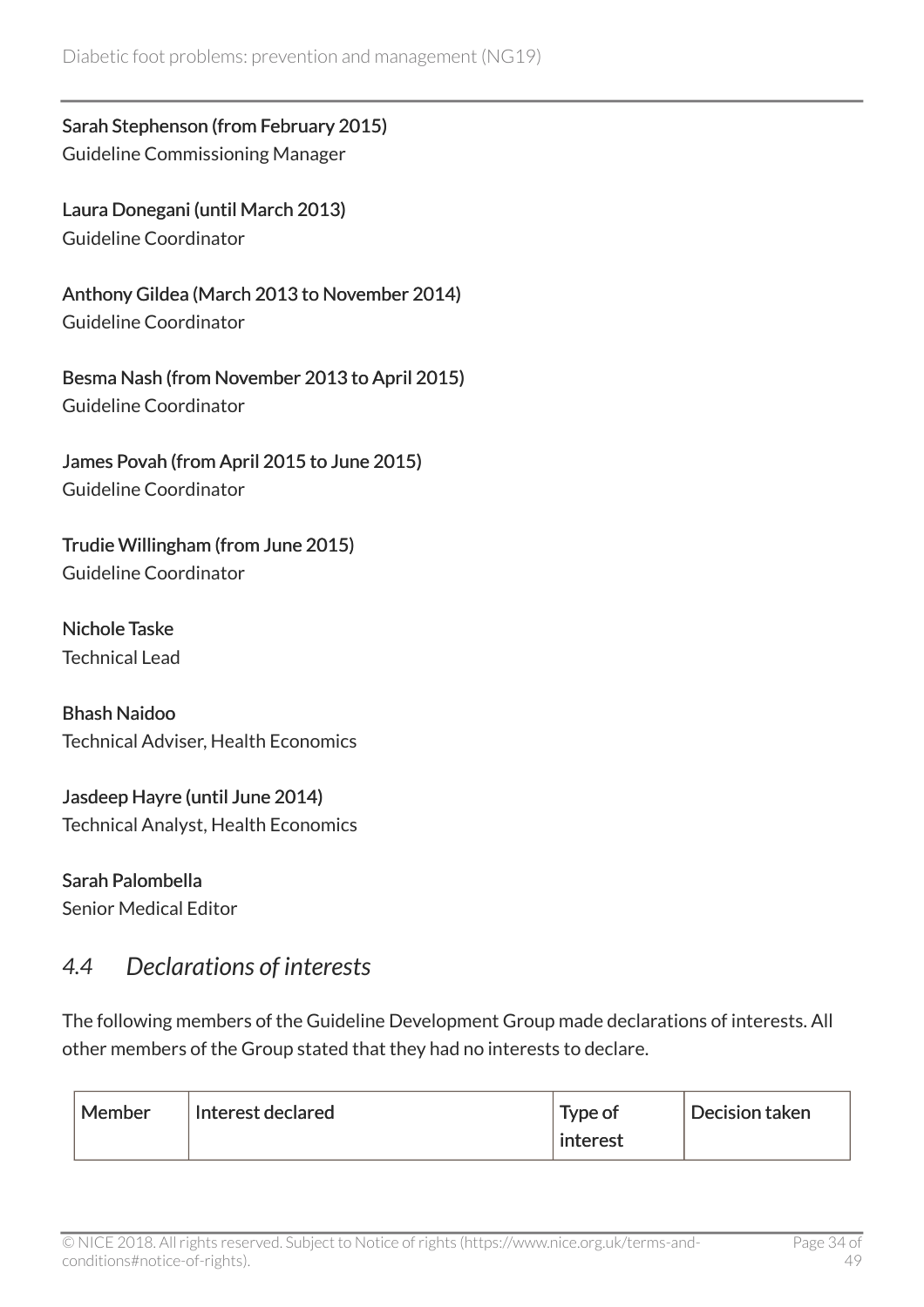**Sarah Stephenson (from February 2015)**
Guideline Commissioning Manager

**Laura Donegani (until March 2013)**
Guideline Coordinator

**Anthony Gildea (March 2013 to November 2014)**
Guideline Coordinator

**Besma Nash (from November 2013 to April 2015)**
Guideline Coordinator

**James Povah (from April 2015 to June 2015)**
Guideline Coordinator

**Trudie Willingham (from June 2015)**
Guideline Coordinator

**Nichole Taske**
Technical Lead

**Bhash Naidoo**
Technical Adviser, Health Economics

**Jasdeep Hayre (until June 2014)**
Technical Analyst, Health Economics

**Sarah Palombella**
Senior Medical Editor

## *4.4 Declarations of interests*

The following members of the Guideline Development Group made declarations of interests. All other members of the Group stated that they had no interests to declare.

| Member | Interest declared | Type of interest | Decision taken |
|---|---|---|---|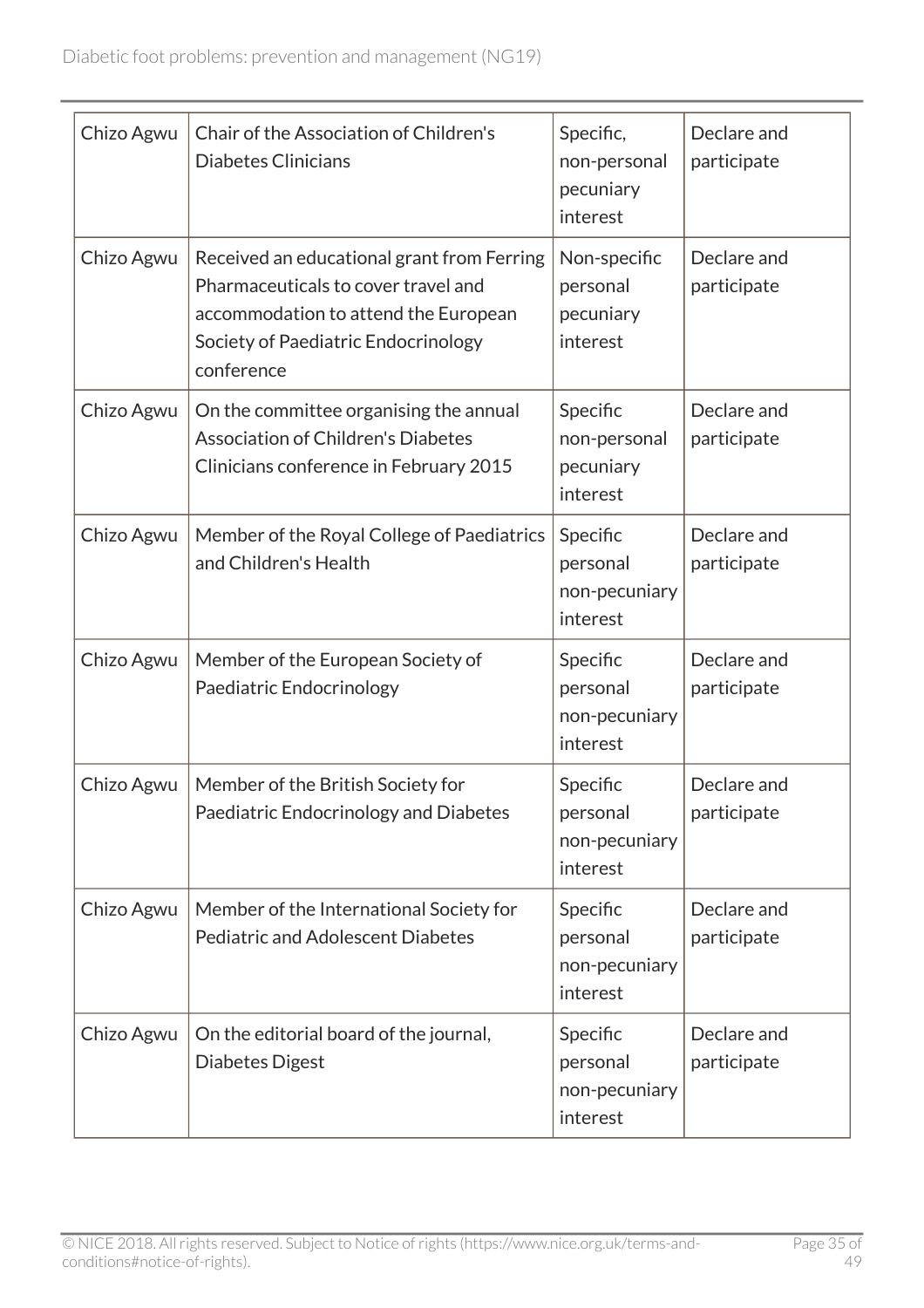| | | | |
|---|---|---|---|
| Chizo Agwu | Chair of the Association of Children's Diabetes Clinicians | Specific, non-personal pecuniary interest | Declare and participate |
| Chizo Agwu | Received an educational grant from Ferring Pharmaceuticals to cover travel and accommodation to attend the European Society of Paediatric Endocrinology conference | Non-specific personal pecuniary interest | Declare and participate |
| Chizo Agwu | On the committee organising the annual Association of Children's Diabetes Clinicians conference in February 2015 | Specific non-personal pecuniary interest | Declare and participate |
| Chizo Agwu | Member of the Royal College of Paediatrics and Children's Health | Specific personal non-pecuniary interest | Declare and participate |
| Chizo Agwu | Member of the European Society of Paediatric Endocrinology | Specific personal non-pecuniary interest | Declare and participate |
| Chizo Agwu | Member of the British Society for Paediatric Endocrinology and Diabetes | Specific personal non-pecuniary interest | Declare and participate |
| Chizo Agwu | Member of the International Society for Pediatric and Adolescent Diabetes | Specific personal non-pecuniary interest | Declare and participate |
| Chizo Agwu | On the editorial board of the journal, Diabetes Digest | Specific personal non-pecuniary interest | Declare and participate |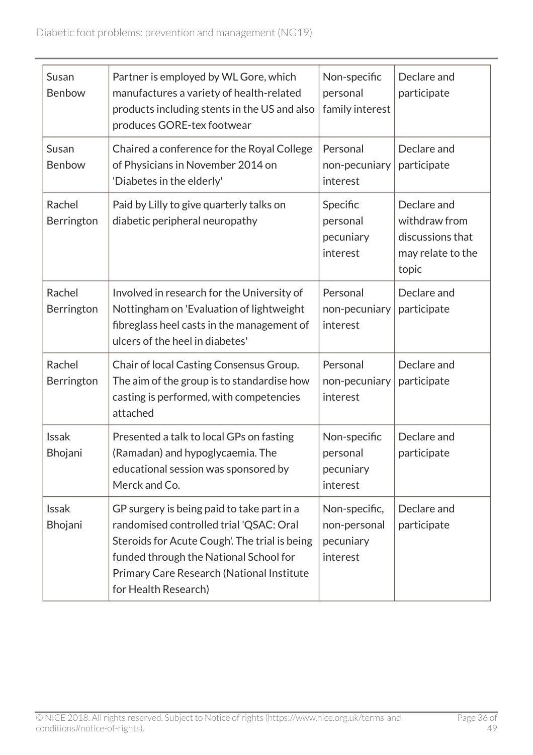| | | | |
|---|---|---|---|
| Susan Benbow | Partner is employed by WL Gore, which manufactures a variety of health-related products including stents in the US and also produces GORE-tex footwear | Non-specific personal family interest | Declare and participate |
| Susan Benbow | Chaired a conference for the Royal College of Physicians in November 2014 on 'Diabetes in the elderly' | Personal non-pecuniary interest | Declare and participate |
| Rachel Berrington | Paid by Lilly to give quarterly talks on diabetic peripheral neuropathy | Specific personal pecuniary interest | Declare and withdraw from discussions that may relate to the topic |
| Rachel Berrington | Involved in research for the University of Nottingham on 'Evaluation of lightweight fibreglass heel casts in the management of ulcers of the heel in diabetes' | Personal non-pecuniary interest | Declare and participate |
| Rachel Berrington | Chair of local Casting Consensus Group. The aim of the group is to standardise how casting is performed, with competencies attached | Personal non-pecuniary interest | Declare and participate |
| Issak Bhojani | Presented a talk to local GPs on fasting (Ramadan) and hypoglycaemia. The educational session was sponsored by Merck and Co. | Non-specific personal pecuniary interest | Declare and participate |
| Issak Bhojani | GP surgery is being paid to take part in a randomised controlled trial 'QSAC: Oral Steroids for Acute Cough'. The trial is being funded through the National School for Primary Care Research (National Institute for Health Research) | Non-specific, non-personal pecuniary interest | Declare and participate |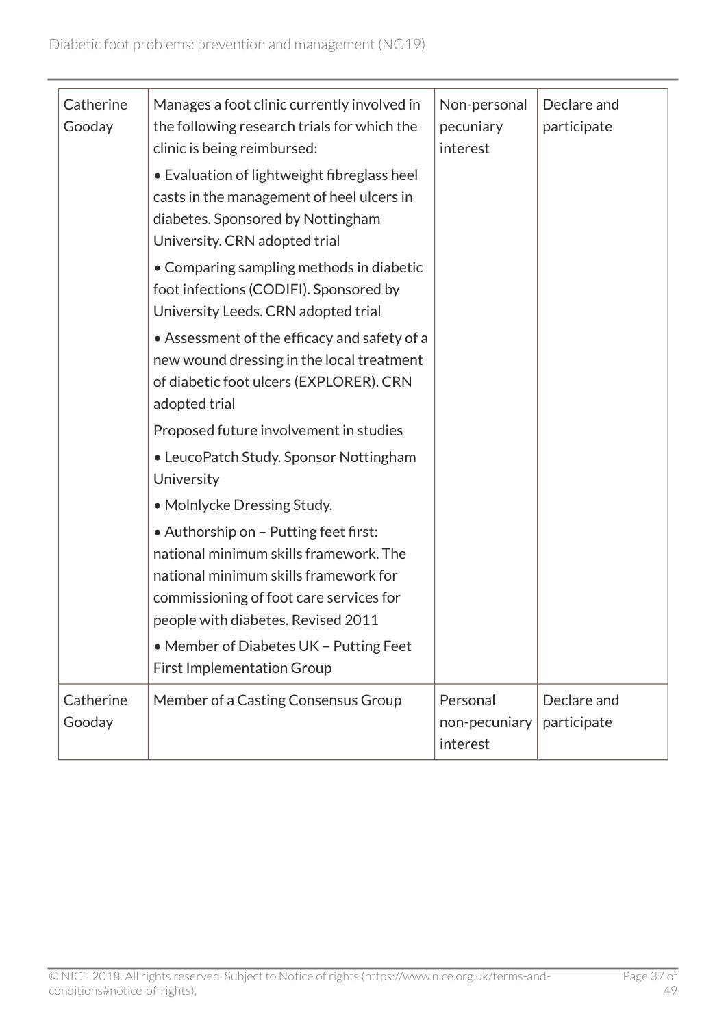| Catherine Gooday | Manages a foot clinic currently involved in the following research trials for which the clinic is being reimbursed:<br>• Evaluation of lightweight fibreglass heel casts in the management of heel ulcers in diabetes. Sponsored by Nottingham University. CRN adopted trial<br>• Comparing sampling methods in diabetic foot infections (CODIFI). Sponsored by University Leeds. CRN adopted trial<br>• Assessment of the efficacy and safety of a new wound dressing in the local treatment of diabetic foot ulcers (EXPLORER). CRN adopted trial<br>Proposed future involvement in studies<br>• LeucoPatch Study. Sponsor Nottingham University<br>• Molnlycke Dressing Study.<br>• Authorship on – Putting feet first: national minimum skills framework. The national minimum skills framework for commissioning of foot care services for people with diabetes. Revised 2011<br>• Member of Diabetes UK – Putting Feet First Implementation Group | Non-personal pecuniary interest | Declare and participate |
|---|---|---|---|
| Catherine Gooday | Member of a Casting Consensus Group | Personal non-pecuniary interest | Declare and participate |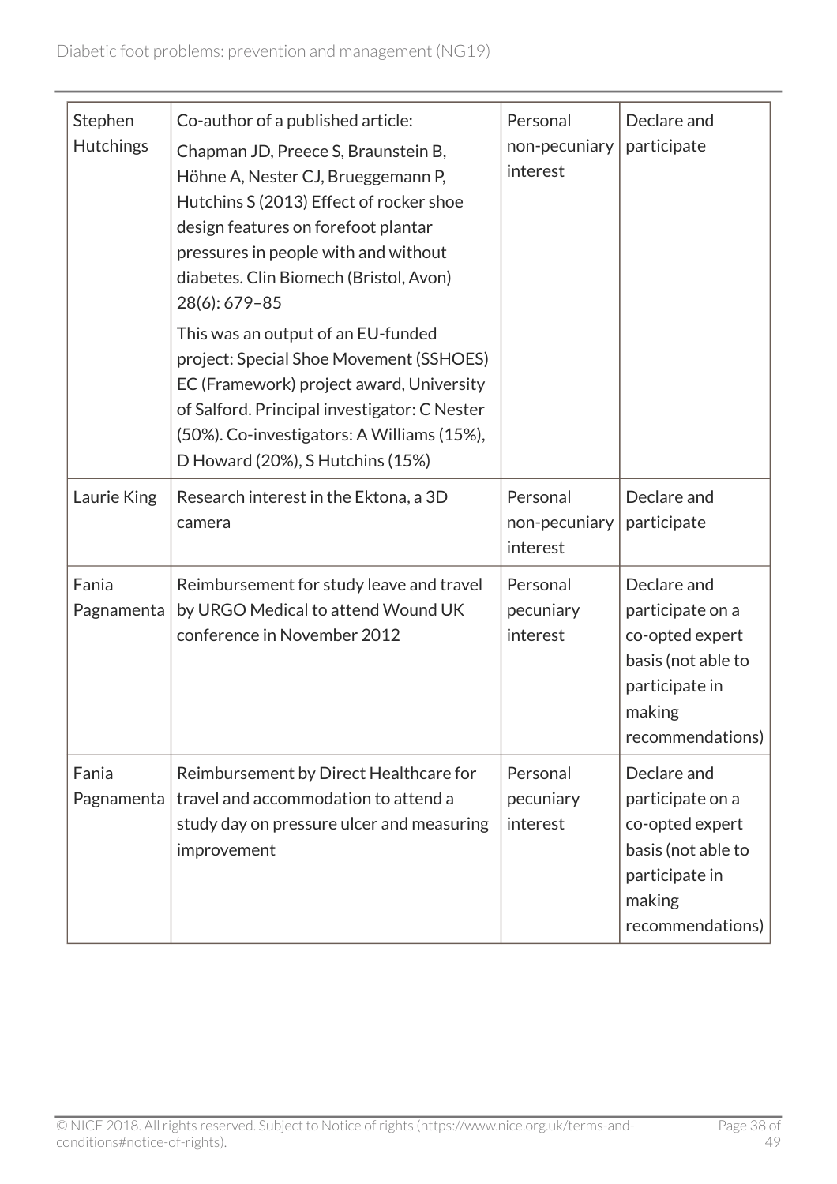| Stephen Hutchings | Co-author of a published article: Chapman JD, Preece S, Braunstein B, Höhne A, Nester CJ, Brueggemann P, Hutchins S (2013) Effect of rocker shoe design features on forefoot plantar pressures in people with and without diabetes. Clin Biomech (Bristol, Avon) 28(6): 679–85 This was an output of an EU-funded project: Special Shoe Movement (SSHOES) EC (Framework) project award, University of Salford. Principal investigator: C Nester (50%). Co-investigators: A Williams (15%), D Howard (20%), S Hutchins (15%) | Personal non-pecuniary interest | Declare and participate |
|---|---|---|---|
| Laurie King | Research interest in the Ektona, a 3D camera | Personal non-pecuniary interest | Declare and participate |
| Fania Pagnamenta | Reimbursement for study leave and travel by URGO Medical to attend Wound UK conference in November 2012 | Personal pecuniary interest | Declare and participate on a co-opted expert basis (not able to participate in making recommendations) |
| Fania Pagnamenta | Reimbursement by Direct Healthcare for travel and accommodation to attend a study day on pressure ulcer and measuring improvement | Personal pecuniary interest | Declare and participate on a co-opted expert basis (not able to participate in making recommendations) |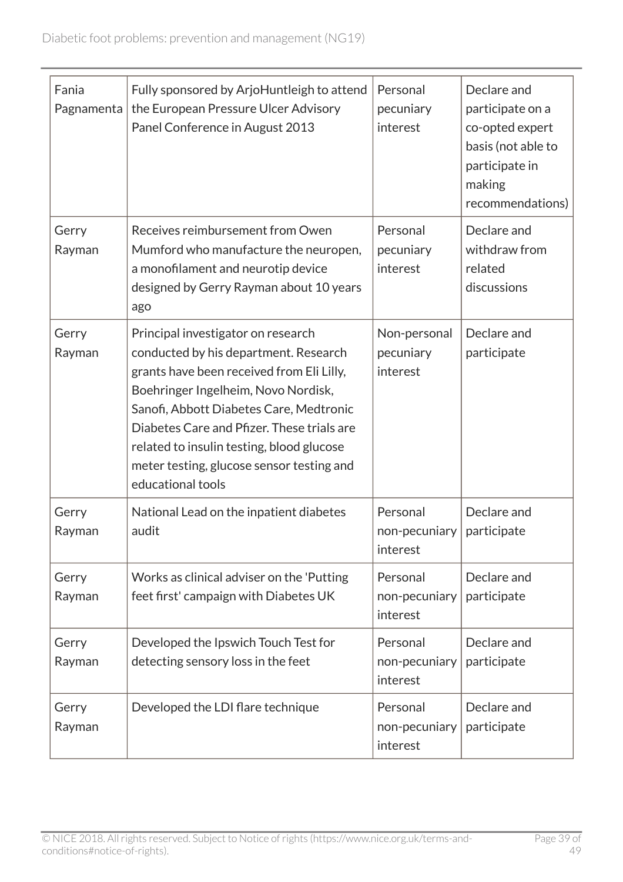| | | | |
|---|---|---|---|
| Fania Pagnamenta | Fully sponsored by ArjoHuntleigh to attend the European Pressure Ulcer Advisory Panel Conference in August 2013 | Personal pecuniary interest | Declare and participate on a co-opted expert basis (not able to participate in making recommendations) |
| Gerry Rayman | Receives reimbursement from Owen Mumford who manufacture the neuropen, a monofilament and neurotip device designed by Gerry Rayman about 10 years ago | Personal pecuniary interest | Declare and withdraw from related discussions |
| Gerry Rayman | Principal investigator on research conducted by his department. Research grants have been received from Eli Lilly, Boehringer Ingelheim, Novo Nordisk, Sanofi, Abbott Diabetes Care, Medtronic Diabetes Care and Pfizer. These trials are related to insulin testing, blood glucose meter testing, glucose sensor testing and educational tools | Non-personal pecuniary interest | Declare and participate |
| Gerry Rayman | National Lead on the inpatient diabetes audit | Personal non-pecuniary interest | Declare and participate |
| Gerry Rayman | Works as clinical adviser on the 'Putting feet first' campaign with Diabetes UK | Personal non-pecuniary interest | Declare and participate |
| Gerry Rayman | Developed the Ipswich Touch Test for detecting sensory loss in the feet | Personal non-pecuniary interest | Declare and participate |
| Gerry Rayman | Developed the LDI flare technique | Personal non-pecuniary interest | Declare and participate |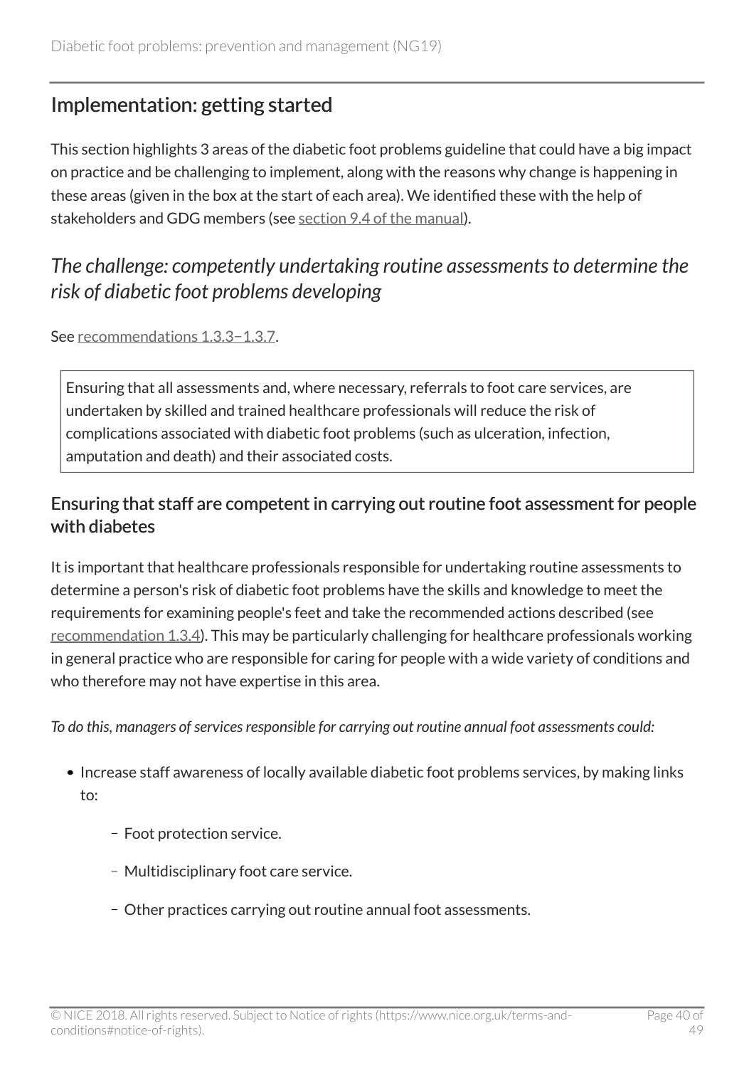## Implementation: getting started

This section highlights 3 areas of the diabetic foot problems guideline that could have a big impact on practice and be challenging to implement, along with the reasons why change is happening in these areas (given in the box at the start of each area). We identified these with the help of stakeholders and GDG members (see section 9.4 of the manual).

### *The challenge: competently undertaking routine assessments to determine the risk of diabetic foot problems developing*

See recommendations 1.3.3–1.3.7.

> Ensuring that all assessments and, where necessary, referrals to foot care services, are undertaken by skilled and trained healthcare professionals will reduce the risk of complications associated with diabetic foot problems (such as ulceration, infection, amputation and death) and their associated costs.

#### Ensuring that staff are competent in carrying out routine foot assessment for people with diabetes

It is important that healthcare professionals responsible for undertaking routine assessments to determine a person's risk of diabetic foot problems have the skills and knowledge to meet the requirements for examining people's feet and take the recommended actions described (see recommendation 1.3.4). This may be particularly challenging for healthcare professionals working in general practice who are responsible for caring for people with a wide variety of conditions and who therefore may not have expertise in this area.

*To do this, managers of services responsible for carrying out routine annual foot assessments could:*

- Increase staff awareness of locally available diabetic foot problems services, by making links to:
  - Foot protection service.
  - Multidisciplinary foot care service.
  - Other practices carrying out routine annual foot assessments.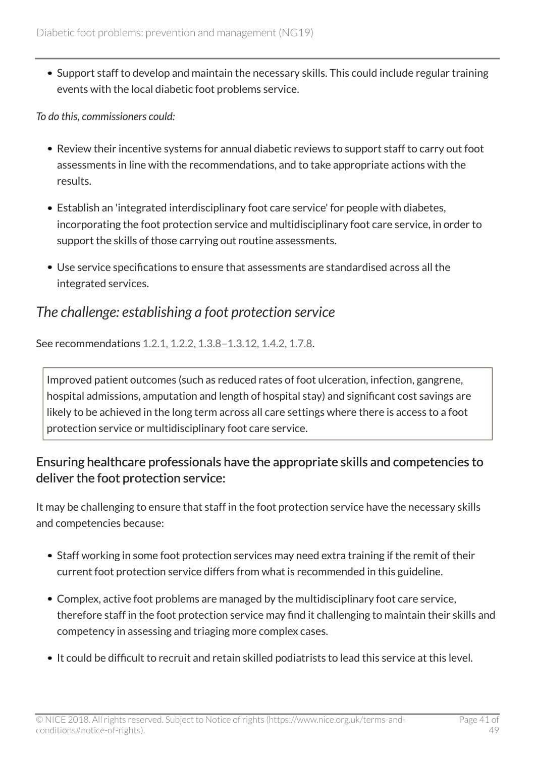- Support staff to develop and maintain the necessary skills. This could include regular training events with the local diabetic foot problems service.

*To do this, commissioners could:*

- Review their incentive systems for annual diabetic reviews to support staff to carry out foot assessments in line with the recommendations, and to take appropriate actions with the results.
- Establish an 'integrated interdisciplinary foot care service' for people with diabetes, incorporating the foot protection service and multidisciplinary foot care service, in order to support the skills of those carrying out routine assessments.
- Use service specifications to ensure that assessments are standardised across all the integrated services.

## *The challenge: establishing a foot protection service*

See recommendations 1.2.1, 1.2.2, 1.3.8–1.3.12, 1.4.2, 1.7.8.

> Improved patient outcomes (such as reduced rates of foot ulceration, infection, gangrene, hospital admissions, amputation and length of hospital stay) and significant cost savings are likely to be achieved in the long term across all care settings where there is access to a foot protection service or multidisciplinary foot care service.

### Ensuring healthcare professionals have the appropriate skills and competencies to deliver the foot protection service:

It may be challenging to ensure that staff in the foot protection service have the necessary skills and competencies because:

- Staff working in some foot protection services may need extra training if the remit of their current foot protection service differs from what is recommended in this guideline.
- Complex, active foot problems are managed by the multidisciplinary foot care service, therefore staff in the foot protection service may find it challenging to maintain their skills and competency in assessing and triaging more complex cases.
- It could be difficult to recruit and retain skilled podiatrists to lead this service at this level.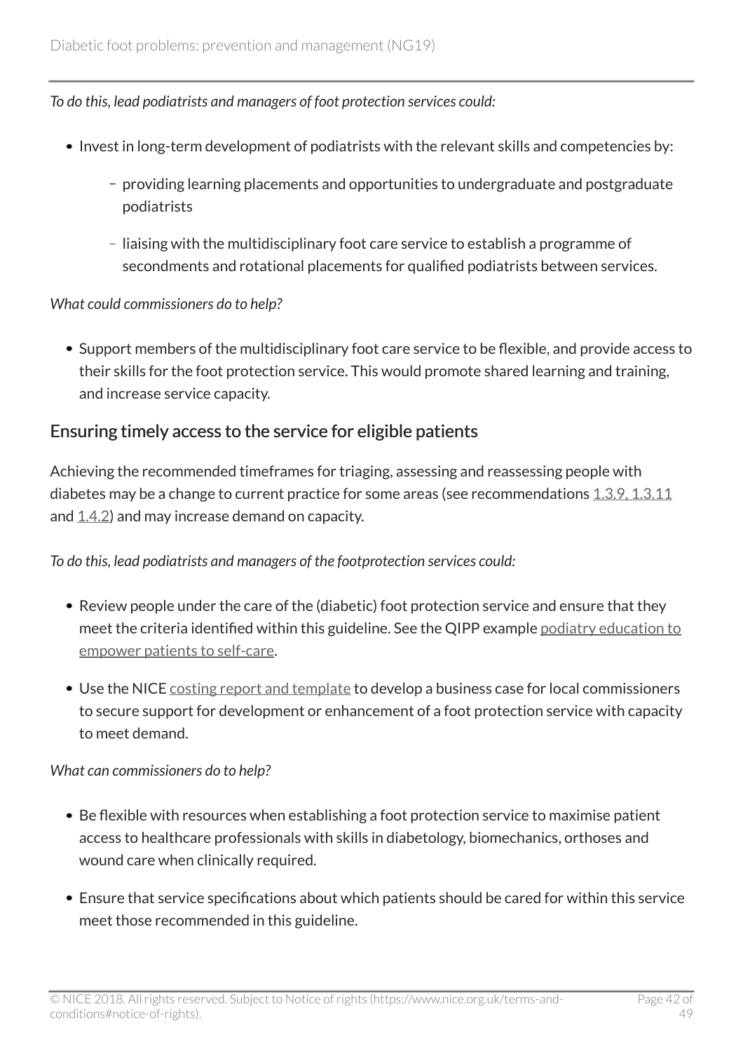*To do this, lead podiatrists and managers of foot protection services could:*

- Invest in long-term development of podiatrists with the relevant skills and competencies by:
  - providing learning placements and opportunities to undergraduate and postgraduate podiatrists
  - liaising with the multidisciplinary foot care service to establish a programme of secondments and rotational placements for qualified podiatrists between services.

*What could commissioners do to help?*

- Support members of the multidisciplinary foot care service to be flexible, and provide access to their skills for the foot protection service. This would promote shared learning and training, and increase service capacity.

## Ensuring timely access to the service for eligible patients

Achieving the recommended timeframes for triaging, assessing and reassessing people with diabetes may be a change to current practice for some areas (see recommendations 1.3.9, 1.3.11 and 1.4.2) and may increase demand on capacity.

*To do this, lead podiatrists and managers of the footprotection services could:*

- Review people under the care of the (diabetic) foot protection service and ensure that they meet the criteria identified within this guideline. See the QIPP example podiatry education to empower patients to self-care.
- Use the NICE costing report and template to develop a business case for local commissioners to secure support for development or enhancement of a foot protection service with capacity to meet demand.

*What can commissioners do to help?*

- Be flexible with resources when establishing a foot protection service to maximise patient access to healthcare professionals with skills in diabetology, biomechanics, orthoses and wound care when clinically required.
- Ensure that service specifications about which patients should be cared for within this service meet those recommended in this guideline.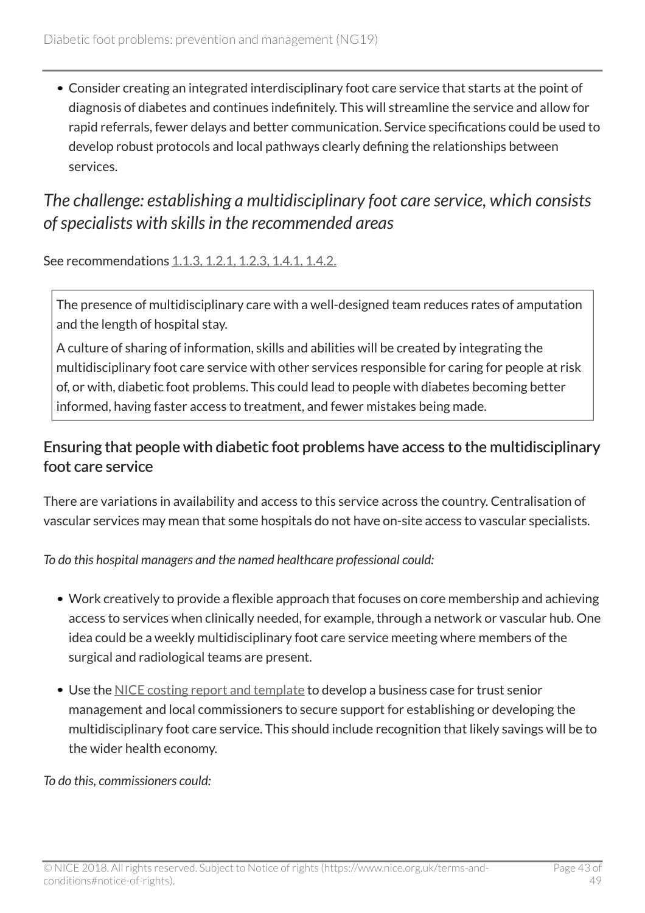- Consider creating an integrated interdisciplinary foot care service that starts at the point of diagnosis of diabetes and continues indefinitely. This will streamline the service and allow for rapid referrals, fewer delays and better communication. Service specifications could be used to develop robust protocols and local pathways clearly defining the relationships between services.

## *The challenge: establishing a multidisciplinary foot care service, which consists of specialists with skills in the recommended areas*

See recommendations 1.1.3, 1.2.1, 1.2.3, 1.4.1, 1.4.2.

> The presence of multidisciplinary care with a well-designed team reduces rates of amputation and the length of hospital stay.
>
> A culture of sharing of information, skills and abilities will be created by integrating the multidisciplinary foot care service with other services responsible for caring for people at risk of, or with, diabetic foot problems. This could lead to people with diabetes becoming better informed, having faster access to treatment, and fewer mistakes being made.

### Ensuring that people with diabetic foot problems have access to the multidisciplinary foot care service

There are variations in availability and access to this service across the country. Centralisation of vascular services may mean that some hospitals do not have on-site access to vascular specialists.

*To do this hospital managers and the named healthcare professional could:*

- Work creatively to provide a flexible approach that focuses on core membership and achieving access to services when clinically needed, for example, through a network or vascular hub. One idea could be a weekly multidisciplinary foot care service meeting where members of the surgical and radiological teams are present.
- Use the NICE costing report and template to develop a business case for trust senior management and local commissioners to secure support for establishing or developing the multidisciplinary foot care service. This should include recognition that likely savings will be to the wider health economy.

*To do this, commissioners could:*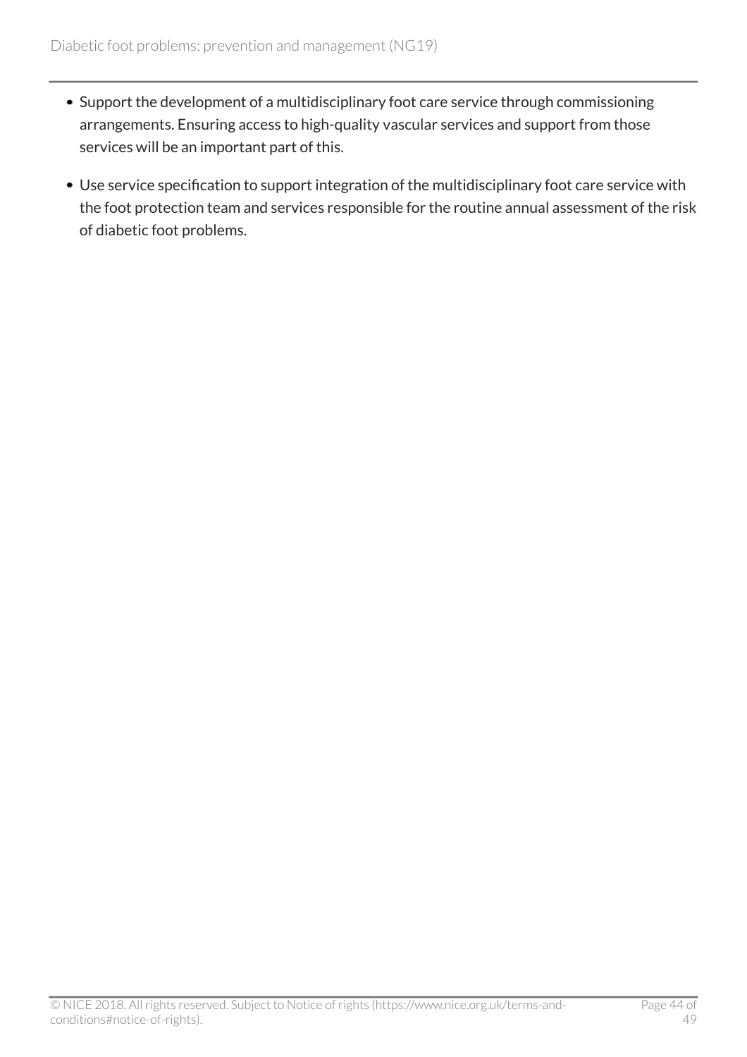- Support the development of a multidisciplinary foot care service through commissioning arrangements. Ensuring access to high-quality vascular services and support from those services will be an important part of this.
- Use service specification to support integration of the multidisciplinary foot care service with the foot protection team and services responsible for the routine annual assessment of the risk of diabetic foot problems.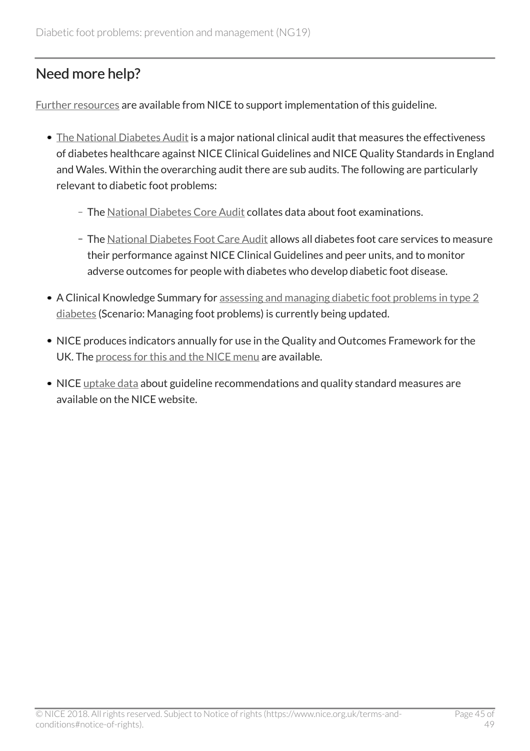## Need more help?

Further resources are available from NICE to support implementation of this guideline.

- The National Diabetes Audit is a major national clinical audit that measures the effectiveness of diabetes healthcare against NICE Clinical Guidelines and NICE Quality Standards in England and Wales. Within the overarching audit there are sub audits. The following are particularly relevant to diabetic foot problems:
  - The National Diabetes Core Audit collates data about foot examinations.
  - The National Diabetes Foot Care Audit allows all diabetes foot care services to measure their performance against NICE Clinical Guidelines and peer units, and to monitor adverse outcomes for people with diabetes who develop diabetic foot disease.
- A Clinical Knowledge Summary for assessing and managing diabetic foot problems in type 2 diabetes (Scenario: Managing foot problems) is currently being updated.
- NICE produces indicators annually for use in the Quality and Outcomes Framework for the UK. The process for this and the NICE menu are available.
- NICE uptake data about guideline recommendations and quality standard measures are available on the NICE website.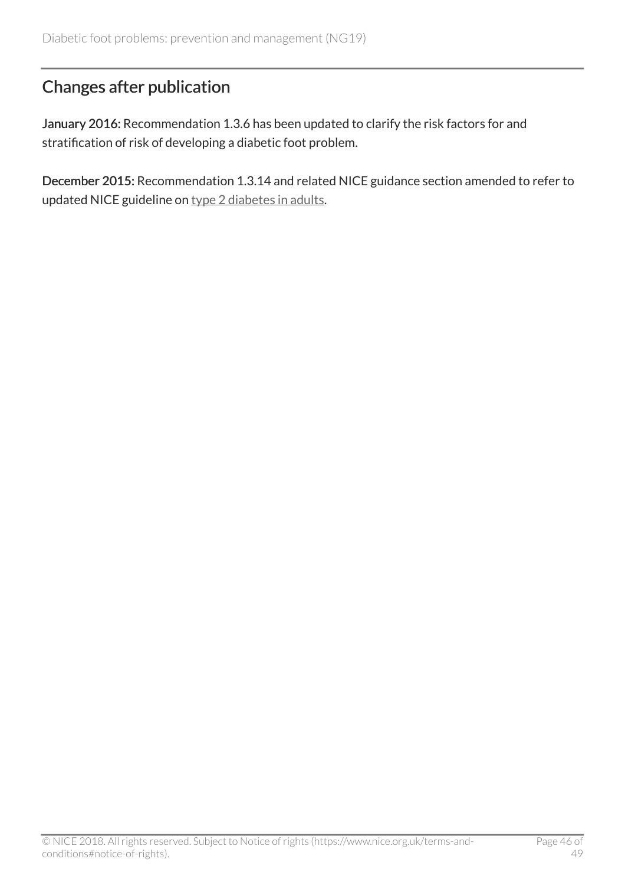## Changes after publication

**January 2016:** Recommendation 1.3.6 has been updated to clarify the risk factors for and stratification of risk of developing a diabetic foot problem.

**December 2015:** Recommendation 1.3.14 and related NICE guidance section amended to refer to updated NICE guideline on type 2 diabetes in adults.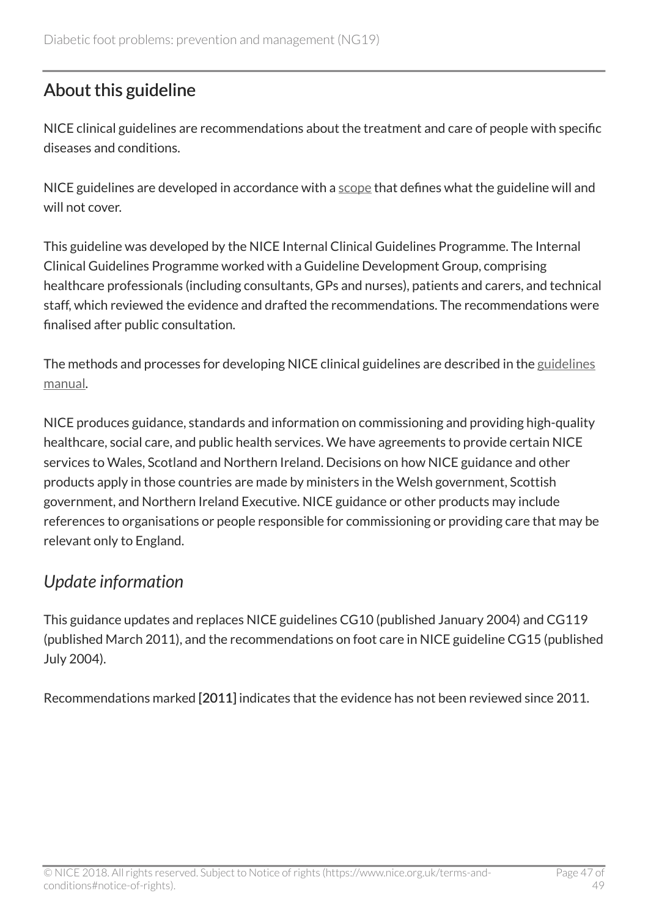## About this guideline

NICE clinical guidelines are recommendations about the treatment and care of people with specific diseases and conditions.

NICE guidelines are developed in accordance with a scope that defines what the guideline will and will not cover.

This guideline was developed by the NICE Internal Clinical Guidelines Programme. The Internal Clinical Guidelines Programme worked with a Guideline Development Group, comprising healthcare professionals (including consultants, GPs and nurses), patients and carers, and technical staff, which reviewed the evidence and drafted the recommendations. The recommendations were finalised after public consultation.

The methods and processes for developing NICE clinical guidelines are described in the guidelines manual.

NICE produces guidance, standards and information on commissioning and providing high-quality healthcare, social care, and public health services. We have agreements to provide certain NICE services to Wales, Scotland and Northern Ireland. Decisions on how NICE guidance and other products apply in those countries are made by ministers in the Welsh government, Scottish government, and Northern Ireland Executive. NICE guidance or other products may include references to organisations or people responsible for commissioning or providing care that may be relevant only to England.

### *Update information*

This guidance updates and replaces NICE guidelines CG10 (published January 2004) and CG119 (published March 2011), and the recommendations on foot care in NICE guideline CG15 (published July 2004).

Recommendations marked [2011] indicates that the evidence has not been reviewed since 2011.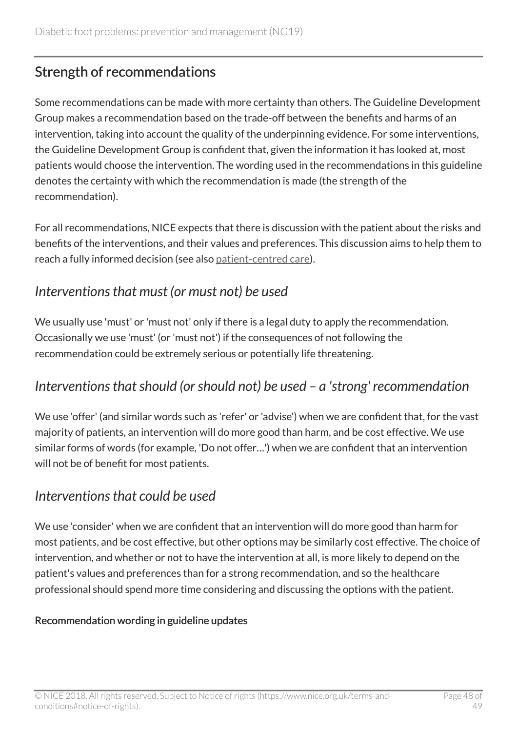## Strength of recommendations

Some recommendations can be made with more certainty than others. The Guideline Development Group makes a recommendation based on the trade-off between the benefits and harms of an intervention, taking into account the quality of the underpinning evidence. For some interventions, the Guideline Development Group is confident that, given the information it has looked at, most patients would choose the intervention. The wording used in the recommendations in this guideline denotes the certainty with which the recommendation is made (the strength of the recommendation).

For all recommendations, NICE expects that there is discussion with the patient about the risks and benefits of the interventions, and their values and preferences. This discussion aims to help them to reach a fully informed decision (see also patient-centred care).

### *Interventions that must (or must not) be used*

We usually use 'must' or 'must not' only if there is a legal duty to apply the recommendation. Occasionally we use 'must' (or 'must not') if the consequences of not following the recommendation could be extremely serious or potentially life threatening.

### *Interventions that should (or should not) be used – a 'strong' recommendation*

We use 'offer' (and similar words such as 'refer' or 'advise') when we are confident that, for the vast majority of patients, an intervention will do more good than harm, and be cost effective. We use similar forms of words (for example, 'Do not offer…') when we are confident that an intervention will not be of benefit for most patients.

### *Interventions that could be used*

We use 'consider' when we are confident that an intervention will do more good than harm for most patients, and be cost effective, but other options may be similarly cost effective. The choice of intervention, and whether or not to have the intervention at all, is more likely to depend on the patient's values and preferences than for a strong recommendation, and so the healthcare professional should spend more time considering and discussing the options with the patient.

#### Recommendation wording in guideline updates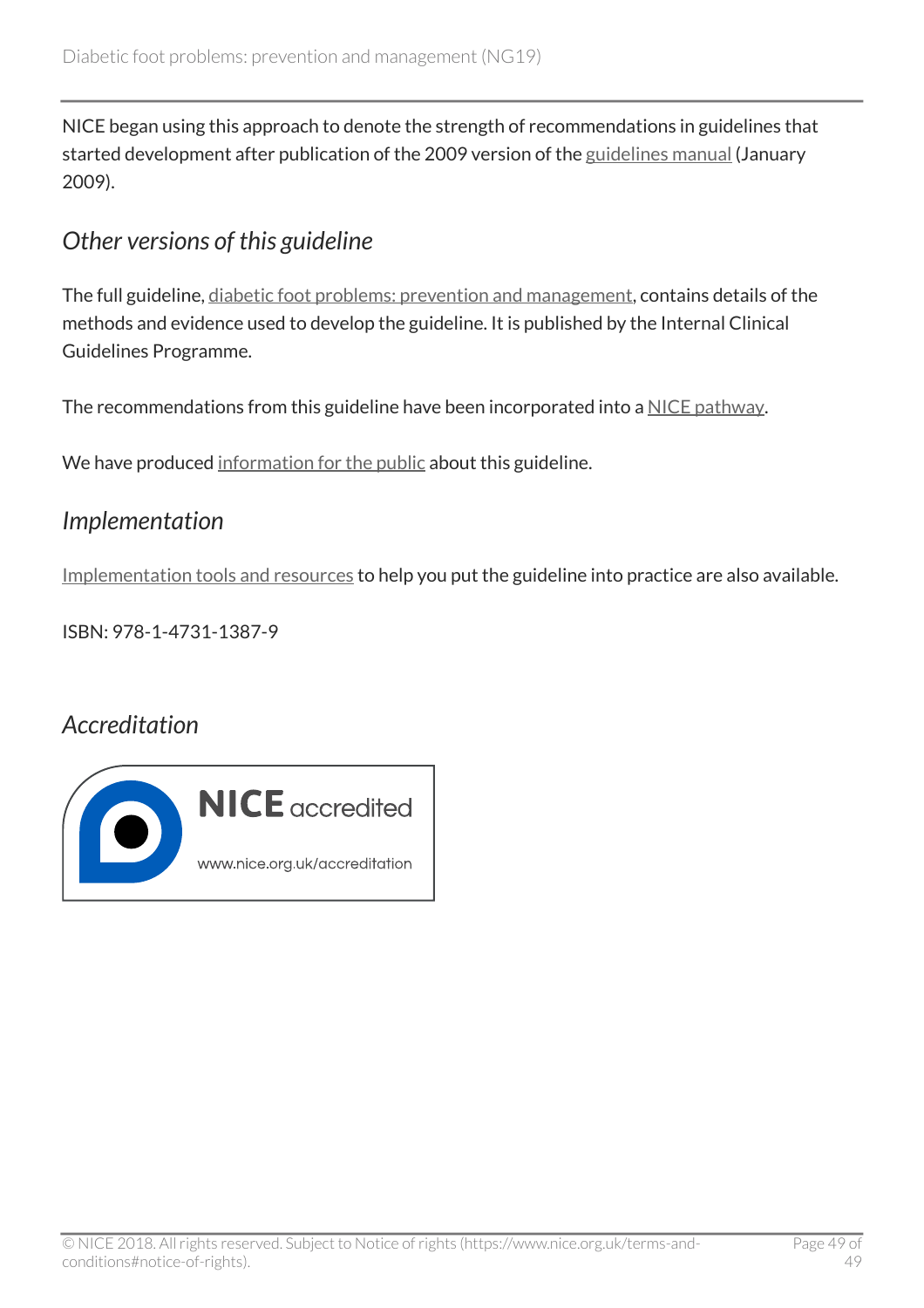NICE began using this approach to denote the strength of recommendations in guidelines that started development after publication of the 2009 version of the guidelines manual (January 2009).

## Other versions of this guideline

The full guideline, diabetic foot problems: prevention and management, contains details of the methods and evidence used to develop the guideline. It is published by the Internal Clinical Guidelines Programme.

The recommendations from this guideline have been incorporated into a NICE pathway.

We have produced information for the public about this guideline.

## Implementation

Implementation tools and resources to help you put the guideline into practice are also available.

ISBN: 978-1-4731-1387-9

## Accreditation

NICE accredited

www.nice.org.uk/accreditation